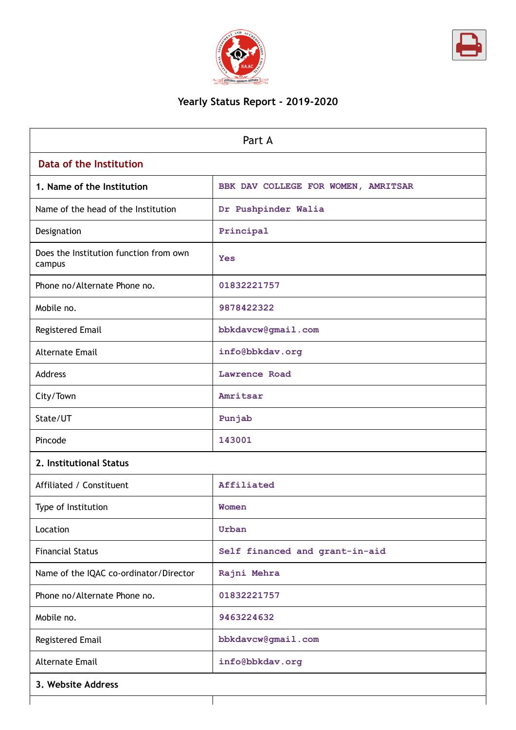# Yearly Status Report - 2019-2020

| Part A | |
|---|---|
| **Data of the Institution** | |
| **1. Name of the Institution** | BBK DAV COLLEGE FOR WOMEN, AMRITSAR |
| Name of the head of the Institution | Dr Pushpinder Walia |
| Designation | Principal |
| Does the Institution function from own campus | Yes |
| Phone no/Alternate Phone no. | 01832221757 |
| Mobile no. | 9878422322 |
| Registered Email | bbkdavcw@gmail.com |
| Alternate Email | info@bbkdav.org |
| Address | Lawrence Road |
| City/Town | Amritsar |
| State/UT | Punjab |
| Pincode | 143001 |
| **2. Institutional Status** | |
| Affiliated / Constituent | Affiliated |
| Type of Institution | Women |
| Location | Urban |
| Financial Status | Self financed and grant-in-aid |
| Name of the IQAC co-ordinator/Director | Rajni Mehra |
| Phone no/Alternate Phone no. | 01832221757 |
| Mobile no. | 9463224632 |
| Registered Email | bbkdavcw@gmail.com |
| Alternate Email | info@bbkdav.org |
| **3. Website Address** | |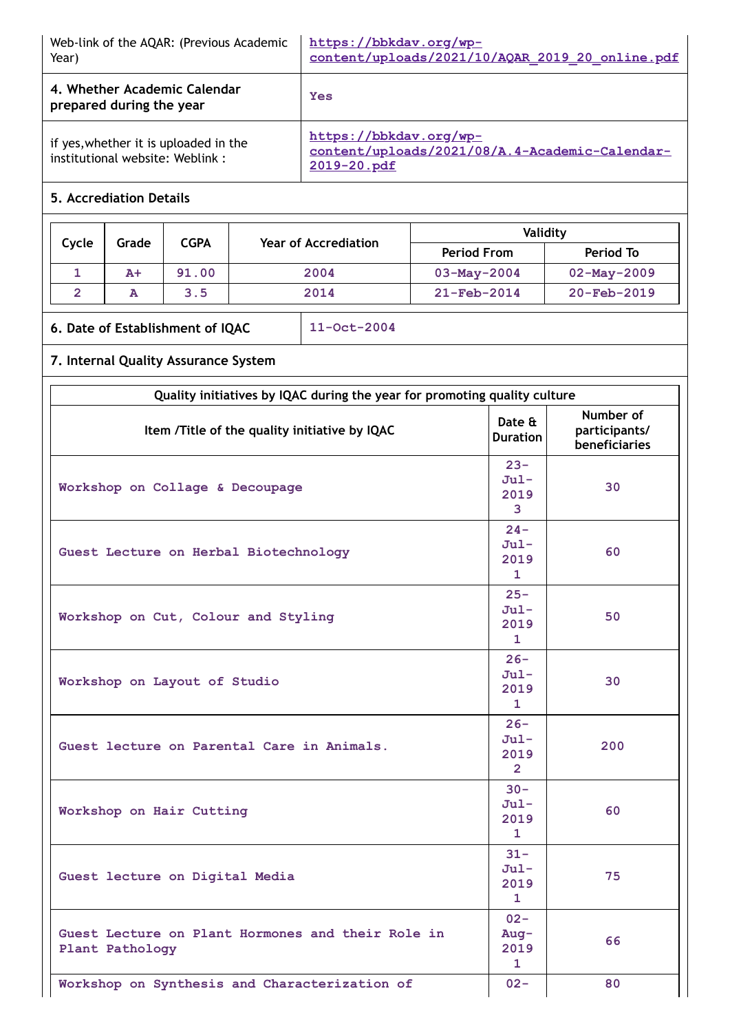| | |
|---|---|
| Web-link of the AQAR: (Previous Academic Year) | https://bbkdav.org/wp-content/uploads/2021/10/AQAR_2019_20_online.pdf |
| **4. Whether Academic Calendar prepared during the year** | Yes |
| if yes,whether it is uploaded in the institutional website: Weblink : | https://bbkdav.org/wp-content/uploads/2021/08/A.4-Academic-Calendar-2019-20.pdf |

**5. Accrediation Details**

| Cycle | Grade | CGPA | Year of Accrediation | Validity | |
|---|---|---|---|---|---|
| | | | | Period From | Period To |
| 1 | A+ | 91.00 | 2004 | 03-May-2004 | 02-May-2009 |
| 2 | A | 3.5 | 2014 | 21-Feb-2014 | 20-Feb-2019 |

| | |
|---|---|
| **6. Date of Establishment of IQAC** | 11-Oct-2004 |

**7. Internal Quality Assurance System**

Quality initiatives by IQAC during the year for promoting quality culture

| Item /Title of the quality initiative by IQAC | Date & Duration | Number of participants/ beneficiaries |
|---|---|---|
| Workshop on Collage & Decoupage | 23-Jul-2019 3 | 30 |
| Guest Lecture on Herbal Biotechnology | 24-Jul-2019 1 | 60 |
| Workshop on Cut, Colour and Styling | 25-Jul-2019 1 | 50 |
| Workshop on Layout of Studio | 26-Jul-2019 1 | 30 |
| Guest lecture on Parental Care in Animals. | 26-Jul-2019 2 | 200 |
| Workshop on Hair Cutting | 30-Jul-2019 1 | 60 |
| Guest lecture on Digital Media | 31-Jul-2019 1 | 75 |
| Guest Lecture on Plant Hormones and their Role in Plant Pathology | 02-Aug-2019 1 | 66 |
| Workshop on Synthesis and Characterization of | 02- | 80 |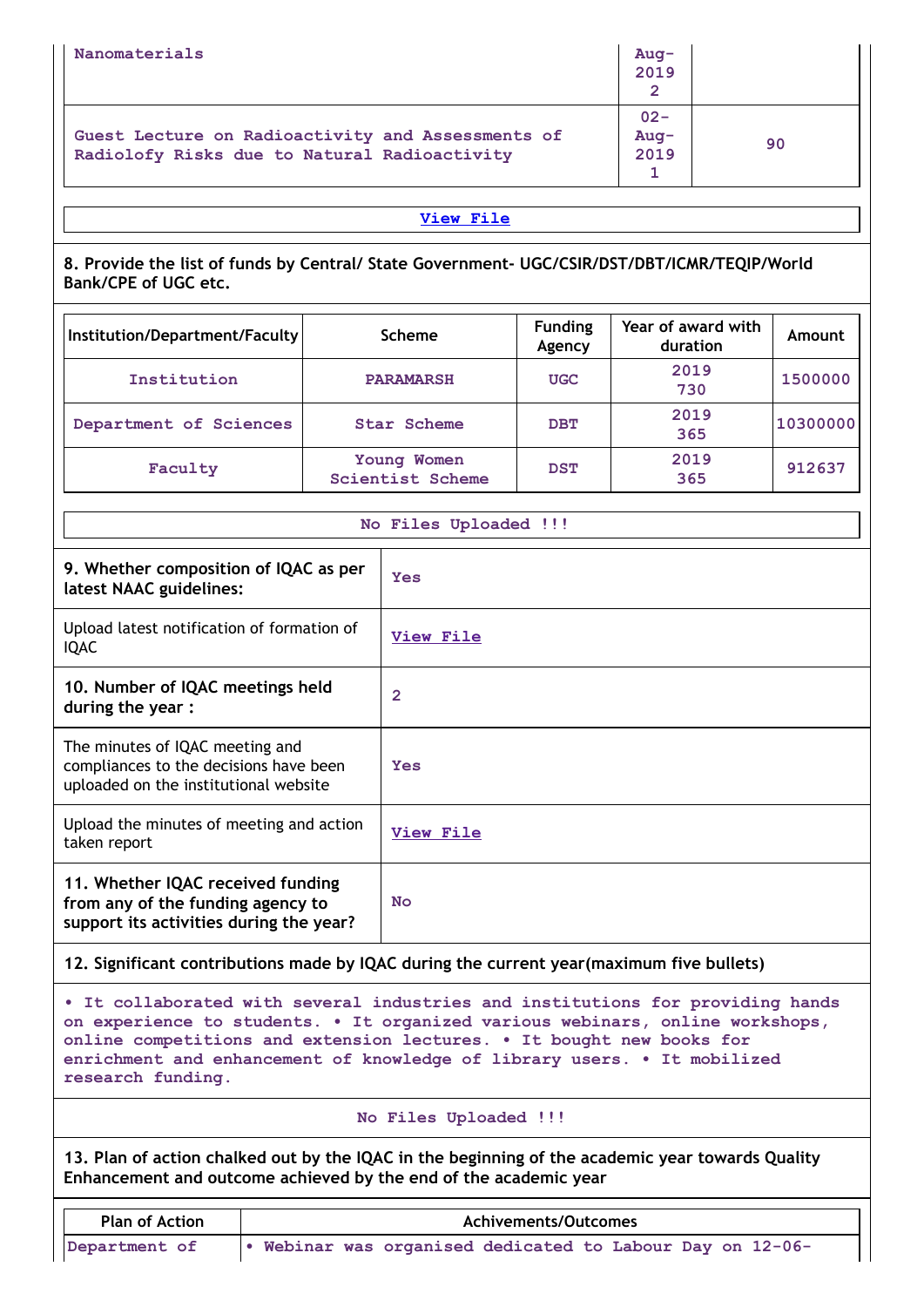| | | |
|---|---|---|
| Nanomaterials | Aug-2019<br>2 | |
| Guest Lecture on Radioactivity and Assessments of Radiolofy Risks due to Natural Radioactivity | 02-Aug-2019<br>1 | 90 |

View File

**8. Provide the list of funds by Central/ State Government- UGC/CSIR/DST/DBT/ICMR/TEQIP/World Bank/CPE of UGC etc.**

| Institution/Department/Faculty | Scheme | Funding Agency | Year of award with duration | Amount |
|---|---|---|---|---|
| Institution | PARAMARSH | UGC | 2019<br>730 | 1500000 |
| Department of Sciences | Star Scheme | DBT | 2019<br>365 | 10300000 |
| Faculty | Young Women Scientist Scheme | DST | 2019<br>365 | 912637 |

No Files Uploaded !!!

| | |
|---|---|
| **9. Whether composition of IQAC as per latest NAAC guidelines:** | Yes |
| Upload latest notification of formation of IQAC | View File |
| **10. Number of IQAC meetings held during the year :** | 2 |
| The minutes of IQAC meeting and compliances to the decisions have been uploaded on the institutional website | Yes |
| Upload the minutes of meeting and action taken report | View File |
| **11. Whether IQAC received funding from any of the funding agency to support its activities during the year?** | No |

**12. Significant contributions made by IQAC during the current year(maximum five bullets)**

• It collaborated with several industries and institutions for providing hands on experience to students. • It organized various webinars, online workshops, online competitions and extension lectures. • It bought new books for enrichment and enhancement of knowledge of library users. • It mobilized research funding.

No Files Uploaded !!!

**13. Plan of action chalked out by the IQAC in the beginning of the academic year towards Quality Enhancement and outcome achieved by the end of the academic year**

| Plan of Action | Achivements/Outcomes |
|---|---|
| Department of | • Webinar was organised dedicated to Labour Day on 12-06- |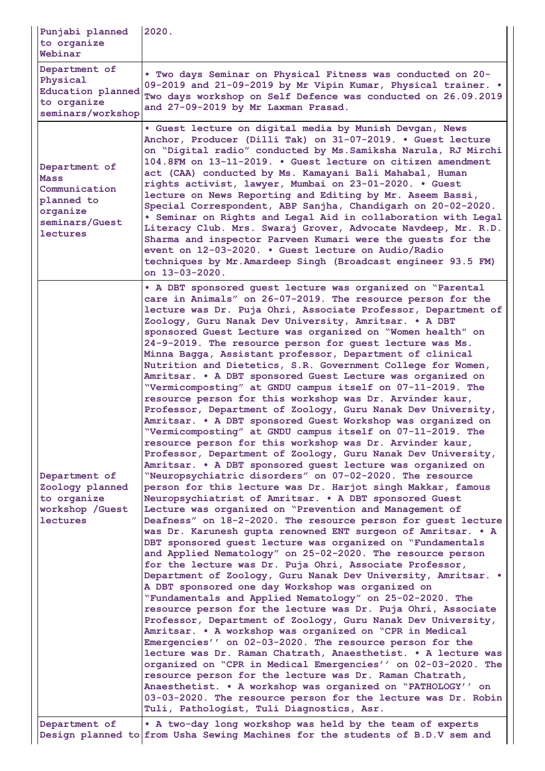| | |
|---|---|
| Punjabi planned to organize Webinar | 2020. |
| Department of Physical Education planned to organize seminars/workshop | • Two days Seminar on Physical Fitness was conducted on 20-09-2019 and 21-09-2019 by Mr Vipin Kumar, Physical trainer. • Two days workshop on Self Defence was conducted on 26.09.2019 and 27-09-2019 by Mr Laxman Prasad. |
| Department of Mass Communication planned to organize seminars/Guest lectures | • Guest lecture on digital media by Munish Devgan, News Anchor, Producer (Dilli Tak) on 31-07-2019. • Guest lecture on "Digital radio" conducted by Ms.Samiksha Narula, RJ Mirchi 104.8FM on 13-11-2019. • Guest lecture on citizen amendment act (CAA) conducted by Ms. Kamayani Bali Mahabal, Human rights activist, lawyer, Mumbai on 23-01-2020. • Guest lecture on News Reporting and Editing by Mr. Aseem Bassi, Special Correspondent, ABP Sanjha, Chandigarh on 20-02-2020. • Seminar on Rights and Legal Aid in collaboration with Legal Literacy Club. Mrs. Swaraj Grover, Advocate Navdeep, Mr. R.D. Sharma and inspector Parveen Kumari were the guests for the event on 12-03-2020. • Guest lecture on Audio/Radio techniques by Mr.Amardeep Singh (Broadcast engineer 93.5 FM) on 13-03-2020. |
| Department of Zoology planned to organize workshop /Guest lectures | • A DBT sponsored guest lecture was organized on "Parental care in Animals" on 26-07-2019. The resource person for the lecture was Dr. Puja Ohri, Associate Professor, Department of Zoology, Guru Nanak Dev University, Amritsar. • A DBT sponsored Guest Lecture was organized on "Women health" on 24-9-2019. The resource person for guest lecture was Ms. Minna Bagga, Assistant professor, Department of clinical Nutrition and Dietetics, S.R. Government College for Women, Amritsar. • A DBT sponsored Guest Lecture was organized on "Vermicomposting" at GNDU campus itself on 07-11-2019. The resource person for this workshop was Dr. Arvinder kaur, Professor, Department of Zoology, Guru Nanak Dev University, Amritsar. • A DBT sponsored Guest Workshop was organized on "Vermicomposting" at GNDU campus itself on 07-11-2019. The resource person for this workshop was Dr. Arvinder kaur, Professor, Department of Zoology, Guru Nanak Dev University, Amritsar. • A DBT sponsored guest lecture was organized on "Neuropsychiatric disorders" on 07-02-2020. The resource person for this lecture was Dr. Harjot singh Makkar, famous Neuropsychiatrist of Amritsar. • A DBT sponsored Guest Lecture was organized on "Prevention and Management of Deafness" on 18-2-2020. The resource person for guest lecture was Dr. Karunesh gupta renowned ENT surgeon of Amritsar. • A DBT sponsored guest lecture was organized on "Fundamentals and Applied Nematology" on 25-02-2020. The resource person for the lecture was Dr. Puja Ohri, Associate Professor, Department of Zoology, Guru Nanak Dev University, Amritsar. • A DBT sponsored one day Workshop was organized on "Fundamentals and Applied Nematology" on 25-02-2020. The resource person for the lecture was Dr. Puja Ohri, Associate Professor, Department of Zoology, Guru Nanak Dev University, Amritsar. • A workshop was organized on "CPR in Medical Emergencies'' on 02-03-2020. The resource person for the lecture was Dr. Raman Chatrath, Anaesthetist. • A lecture was organized on "CPR in Medical Emergencies'' on 02-03-2020. The resource person for the lecture was Dr. Raman Chatrath, Anaesthetist. • A workshop was organized on "PATHOLOGY'' on 03-03-2020. The resource person for the lecture was Dr. Robin Tuli, Pathologist, Tuli Diagnostics, Asr. |
| Department of Design planned to | • A two-day long workshop was held by the team of experts from Usha Sewing Machines for the students of B.D.V sem and |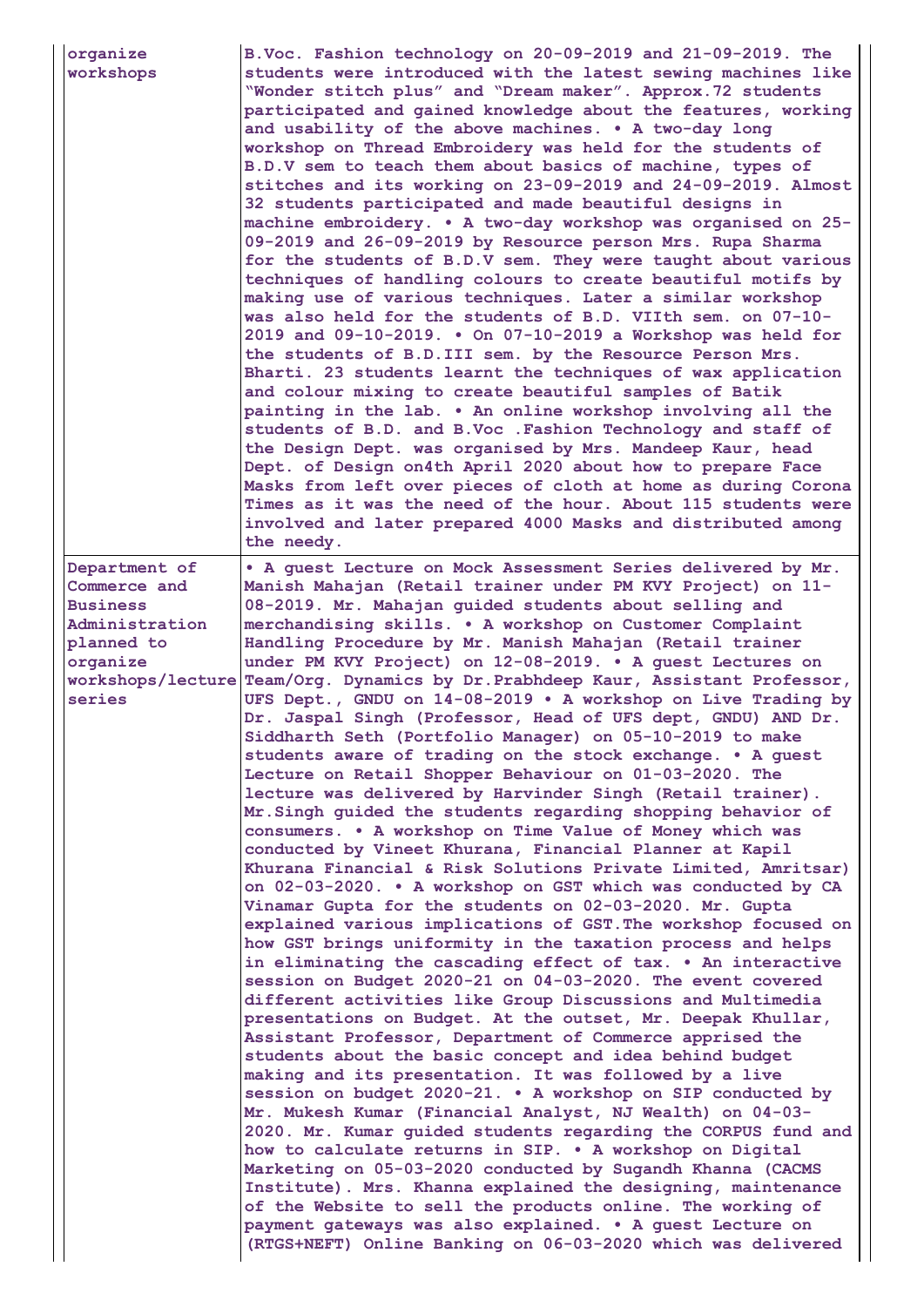| | |
|---|---|
| organize workshops | B.Voc. Fashion technology on 20-09-2019 and 21-09-2019. The students were introduced with the latest sewing machines like "Wonder stitch plus" and "Dream maker". Approx.72 students participated and gained knowledge about the features, working and usability of the above machines. • A two-day long workshop on Thread Embroidery was held for the students of B.D.V sem to teach them about basics of machine, types of stitches and its working on 23-09-2019 and 24-09-2019. Almost 32 students participated and made beautiful designs in machine embroidery. • A two-day workshop was organised on 25-09-2019 and 26-09-2019 by Resource person Mrs. Rupa Sharma for the students of B.D.V sem. They were taught about various techniques of handling colours to create beautiful motifs by making use of various techniques. Later a similar workshop was also held for the students of B.D. VIIth sem. on 07-10-2019 and 09-10-2019. • On 07-10-2019 a Workshop was held for the students of B.D.III sem. by the Resource Person Mrs. Bharti. 23 students learnt the techniques of wax application and colour mixing to create beautiful samples of Batik painting in the lab. • An online workshop involving all the students of B.D. and B.Voc .Fashion Technology and staff of the Design Dept. was organised by Mrs. Mandeep Kaur, head Dept. of Design on4th April 2020 about how to prepare Face Masks from left over pieces of cloth at home as during Corona Times as it was the need of the hour. About 115 students were involved and later prepared 4000 Masks and distributed among the needy. |
| Department of Commerce and Business Administration planned to organize workshops/lecture series | • A guest Lecture on Mock Assessment Series delivered by Mr. Manish Mahajan (Retail trainer under PM KVY Project) on 11-08-2019. Mr. Mahajan guided students about selling and merchandising skills. • A workshop on Customer Complaint Handling Procedure by Mr. Manish Mahajan (Retail trainer under PM KVY Project) on 12-08-2019. • A guest Lectures on Team/Org. Dynamics by Dr.Prabhdeep Kaur, Assistant Professor, UFS Dept., GNDU on 14-08-2019 • A workshop on Live Trading by Dr. Jaspal Singh (Professor, Head of UFS dept, GNDU) AND Dr. Siddharth Seth (Portfolio Manager) on 05-10-2019 to make students aware of trading on the stock exchange. • A guest Lecture on Retail Shopper Behaviour on 01-03-2020. The lecture was delivered by Harvinder Singh (Retail trainer). Mr.Singh guided the students regarding shopping behavior of consumers. • A workshop on Time Value of Money which was conducted by Vineet Khurana, Financial Planner at Kapil Khurana Financial & Risk Solutions Private Limited, Amritsar) on 02-03-2020. • A workshop on GST which was conducted by CA Vinamar Gupta for the students on 02-03-2020. Mr. Gupta explained various implications of GST.The workshop focused on how GST brings uniformity in the taxation process and helps in eliminating the cascading effect of tax. • An interactive session on Budget 2020-21 on 04-03-2020. The event covered different activities like Group Discussions and Multimedia presentations on Budget. At the outset, Mr. Deepak Khullar, Assistant Professor, Department of Commerce apprised the students about the basic concept and idea behind budget making and its presentation. It was followed by a live session on budget 2020-21. • A workshop on SIP conducted by Mr. Mukesh Kumar (Financial Analyst, NJ Wealth) on 04-03-2020. Mr. Kumar guided students regarding the CORPUS fund and how to calculate returns in SIP. • A workshop on Digital Marketing on 05-03-2020 conducted by Sugandh Khanna (CACMS Institute). Mrs. Khanna explained the designing, maintenance of the Website to sell the products online. The working of payment gateways was also explained. • A guest Lecture on (RTGS+NEFT) Online Banking on 06-03-2020 which was delivered |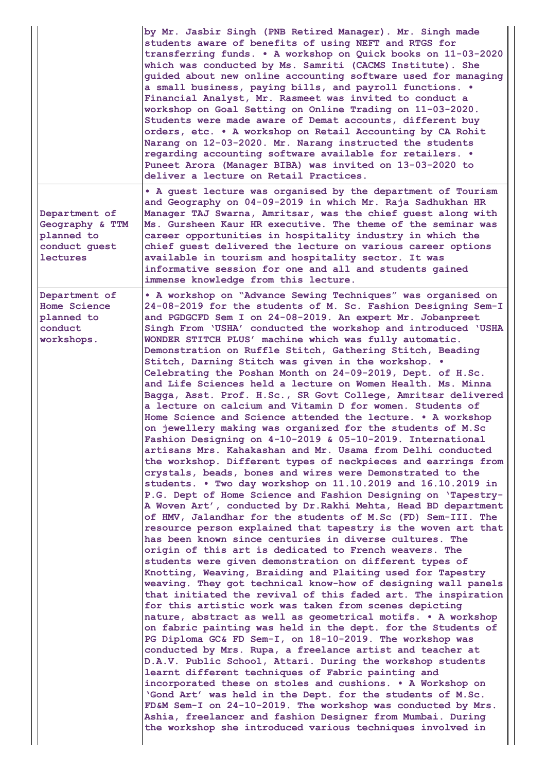| | |
|---|---|
| | by Mr. Jasbir Singh (PNB Retired Manager). Mr. Singh made students aware of benefits of using NEFT and RTGS for transferring funds. • A workshop on Quick books on 11-03-2020 which was conducted by Ms. Samriti (CACMS Institute). She guided about new online accounting software used for managing a small business, paying bills, and payroll functions. • Financial Analyst, Mr. Rasmeet was invited to conduct a workshop on Goal Setting on Online Trading on 11-03-2020. Students were made aware of Demat accounts, different buy orders, etc. • A workshop on Retail Accounting by CA Rohit Narang on 12-03-2020. Mr. Narang instructed the students regarding accounting software available for retailers. • Puneet Arora (Manager BIBA) was invited on 13-03-2020 to deliver a lecture on Retail Practices. |
| Department of Geography & TTM planned to conduct guest lectures | • A guest lecture was organised by the department of Tourism and Geography on 04-09-2019 in which Mr. Raja Sadhukhan HR Manager TAJ Swarna, Amritsar, was the chief guest along with Ms. Gursheen Kaur HR executive. The theme of the seminar was career opportunities in hospitality industry in which the chief guest delivered the lecture on various career options available in tourism and hospitality sector. It was informative session for one and all and students gained immense knowledge from this lecture. |
| Department of Home Science planned to conduct workshops. | • A workshop on "Advance Sewing Techniques" was organised on 24-08-2019 for the students of M. Sc. Fashion Designing Sem-I and PGDGCFD Sem I on 24-08-2019. An expert Mr. Jobanpreet Singh From 'USHA' conducted the workshop and introduced 'USHA WONDER STITCH PLUS' machine which was fully automatic. Demonstration on Ruffle Stitch, Gathering Stitch, Beading Stitch, Darning Stitch was given in the workshop. • Celebrating the Poshan Month on 24-09-2019, Dept. of H.Sc. and Life Sciences held a lecture on Women Health. Ms. Minna Bagga, Asst. Prof. H.Sc., SR Govt College, Amritsar delivered a lecture on calcium and Vitamin D for women. Students of Home Science and Science attended the lecture. • A workshop on jewellery making was organized for the students of M.Sc Fashion Designing on 4-10-2019 & 05-10-2019. International artisans Mrs. Kahakashan and Mr. Usama from Delhi conducted the workshop. Different types of neckpieces and earrings from crystals, beads, bones and wires were Demonstrated to the students. • Two day workshop on 11.10.2019 and 16.10.2019 in P.G. Dept of Home Science and Fashion Designing on 'Tapestry-A Woven Art', conducted by Dr.Rakhi Mehta, Head BD department of HMV, Jalandhar for the students of M.Sc (FD) Sem-III. The resource person explained that tapestry is the woven art that has been known since centuries in diverse cultures. The origin of this art is dedicated to French weavers. The students were given demonstration on different types of Knotting, Weaving, Braiding and Plaiting used for Tapestry weaving. They got technical know-how of designing wall panels that initiated the revival of this faded art. The inspiration for this artistic work was taken from scenes depicting nature, abstract as well as geometrical motifs. • A workshop on fabric painting was held in the dept. for the Students of PG Diploma GC& FD Sem-I, on 18-10-2019. The workshop was conducted by Mrs. Rupa, a freelance artist and teacher at D.A.V. Public School, Attari. During the workshop students learnt different techniques of Fabric painting and incorporated these on stoles and cushions. • A Workshop on 'Gond Art' was held in the Dept. for the students of M.Sc. FD&M Sem-I on 24-10-2019. The workshop was conducted by Mrs. Ashia, freelancer and fashion Designer from Mumbai. During the workshop she introduced various techniques involved in |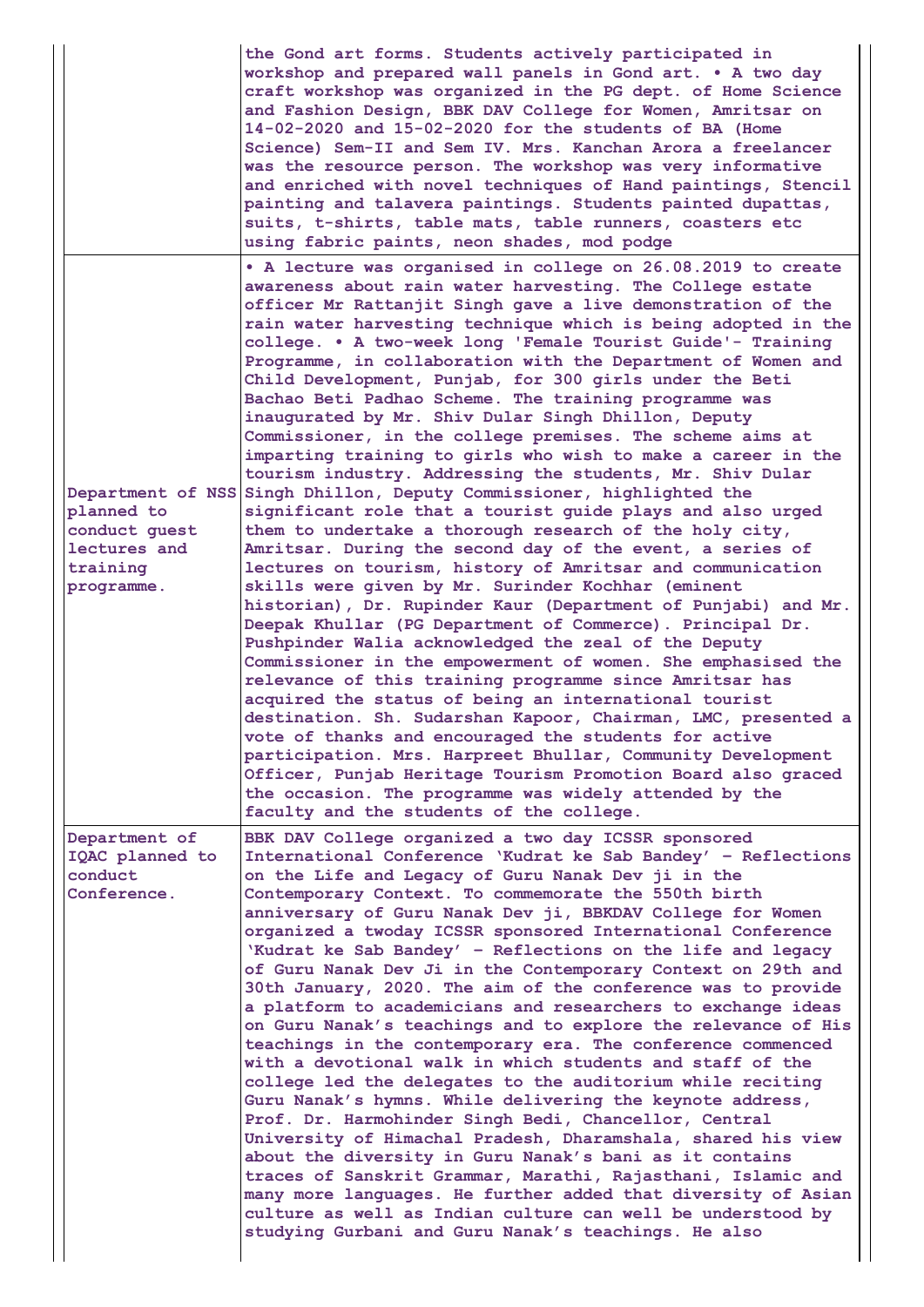| | |
|---|---|
| | the Gond art forms. Students actively participated in workshop and prepared wall panels in Gond art. • A two day craft workshop was organized in the PG dept. of Home Science and Fashion Design, BBK DAV College for Women, Amritsar on 14-02-2020 and 15-02-2020 for the students of BA (Home Science) Sem-II and Sem IV. Mrs. Kanchan Arora a freelancer was the resource person. The workshop was very informative and enriched with novel techniques of Hand paintings, Stencil painting and talavera paintings. Students painted dupattas, suits, t-shirts, table mats, table runners, coasters etc using fabric paints, neon shades, mod podge |
| Department of NSS planned to conduct guest lectures and training programme. | • A lecture was organised in college on 26.08.2019 to create awareness about rain water harvesting. The College estate officer Mr Rattanjit Singh gave a live demonstration of the rain water harvesting technique which is being adopted in the college. • A two-week long 'Female Tourist Guide'- Training Programme, in collaboration with the Department of Women and Child Development, Punjab, for 300 girls under the Beti Bachao Beti Padhao Scheme. The training programme was inaugurated by Mr. Shiv Dular Singh Dhillon, Deputy Commissioner, in the college premises. The scheme aims at imparting training to girls who wish to make a career in the tourism industry. Addressing the students, Mr. Shiv Dular Singh Dhillon, Deputy Commissioner, highlighted the significant role that a tourist guide plays and also urged them to undertake a thorough research of the holy city, Amritsar. During the second day of the event, a series of lectures on tourism, history of Amritsar and communication skills were given by Mr. Surinder Kochhar (eminent historian), Dr. Rupinder Kaur (Department of Punjabi) and Mr. Deepak Khullar (PG Department of Commerce). Principal Dr. Pushpinder Walia acknowledged the zeal of the Deputy Commissioner in the empowerment of women. She emphasised the relevance of this training programme since Amritsar has acquired the status of being an international tourist destination. Sh. Sudarshan Kapoor, Chairman, LMC, presented a vote of thanks and encouraged the students for active participation. Mrs. Harpreet Bhullar, Community Development Officer, Punjab Heritage Tourism Promotion Board also graced the occasion. The programme was widely attended by the faculty and the students of the college. |
| Department of IQAC planned to conduct Conference. | BBK DAV College organized a two day ICSSR sponsored International Conference 'Kudrat ke Sab Bandey' - Reflections on the Life and Legacy of Guru Nanak Dev ji in the Contemporary Context. To commemorate the 550th birth anniversary of Guru Nanak Dev ji, BBKDAV College for Women organized a twoday ICSSR sponsored International Conference 'Kudrat ke Sab Bandey' - Reflections on the life and legacy of Guru Nanak Dev Ji in the Contemporary Context on 29th and 30th January, 2020. The aim of the conference was to provide a platform to academicians and researchers to exchange ideas on Guru Nanak's teachings and to explore the relevance of His teachings in the contemporary era. The conference commenced with a devotional walk in which students and staff of the college led the delegates to the auditorium while reciting Guru Nanak's hymns. While delivering the keynote address, Prof. Dr. Harmohinder Singh Bedi, Chancellor, Central University of Himachal Pradesh, Dharamshala, shared his view about the diversity in Guru Nanak's bani as it contains traces of Sanskrit Grammar, Marathi, Rajasthani, Islamic and many more languages. He further added that diversity of Asian culture as well as Indian culture can well be understood by studying Gurbani and Guru Nanak's teachings. He also |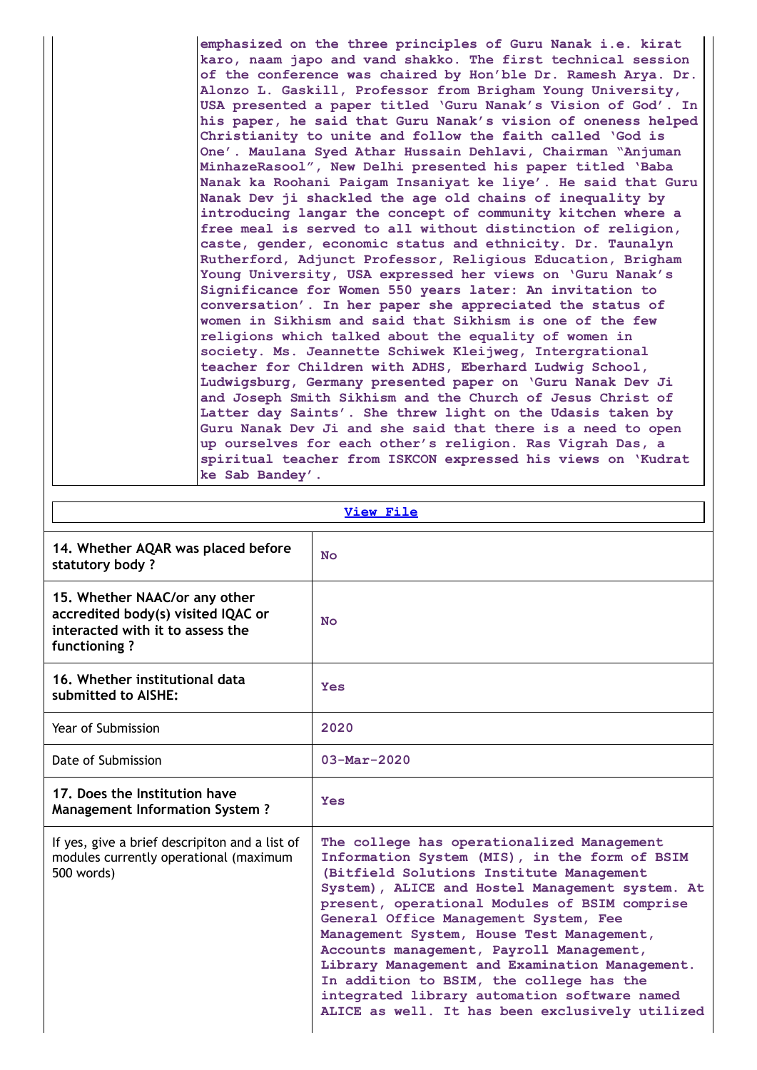| | emphasized on the three principles of Guru Nanak i.e. kirat karo, naam japo and vand shakko. The first technical session of the conference was chaired by Hon'ble Dr. Ramesh Arya. Dr. Alonzo L. Gaskill, Professor from Brigham Young University, USA presented a paper titled 'Guru Nanak's Vision of God'. In his paper, he said that Guru Nanak's vision of oneness helped Christianity to unite and follow the faith called 'God is One'. Maulana Syed Athar Hussain Dehlavi, Chairman "Anjuman MinhazeRasool", New Delhi presented his paper titled 'Baba Nanak ka Roohani Paigam Insaniyat ke liye'. He said that Guru Nanak Dev ji shackled the age old chains of inequality by introducing langar the concept of community kitchen where a free meal is served to all without distinction of religion, caste, gender, economic status and ethnicity. Dr. Taunalyn Rutherford, Adjunct Professor, Religious Education, Brigham Young University, USA expressed her views on 'Guru Nanak's Significance for Women 550 years later: An invitation to conversation'. In her paper she appreciated the status of women in Sikhism and said that Sikhism is one of the few religions which talked about the equality of women in society. Ms. Jeannette Schiwek Kleijweg, Intergrational teacher for Children with ADHS, Eberhard Ludwig School, Ludwigsburg, Germany presented paper on 'Guru Nanak Dev Ji and Joseph Smith Sikhism and the Church of Jesus Christ of Latter day Saints'. She threw light on the Udasis taken by Guru Nanak Dev Ji and she said that there is a need to open up ourselves for each other's religion. Ras Vigrah Das, a spiritual teacher from ISKCON expressed his views on 'Kudrat ke Sab Bandey'. |
|---|---|

View File

| | |
|---|---|
| **14. Whether AQAR was placed before statutory body ?** | No |
| **15. Whether NAAC/or any other accredited body(s) visited IQAC or interacted with it to assess the functioning ?** | No |
| **16. Whether institutional data submitted to AISHE:** | Yes |
| Year of Submission | 2020 |
| Date of Submission | 03-Mar-2020 |
| **17. Does the Institution have Management Information System ?** | Yes |
| If yes, give a brief descripiton and a list of modules currently operational (maximum 500 words) | The college has operationalized Management Information System (MIS), in the form of BSIM (Bitfield Solutions Institute Management System), ALICE and Hostel Management system. At present, operational Modules of BSIM comprise General Office Management System, Fee Management System, House Test Management, Accounts management, Payroll Management, Library Management and Examination Management. In addition to BSIM, the college has the integrated library automation software named ALICE as well. It has been exclusively utilized |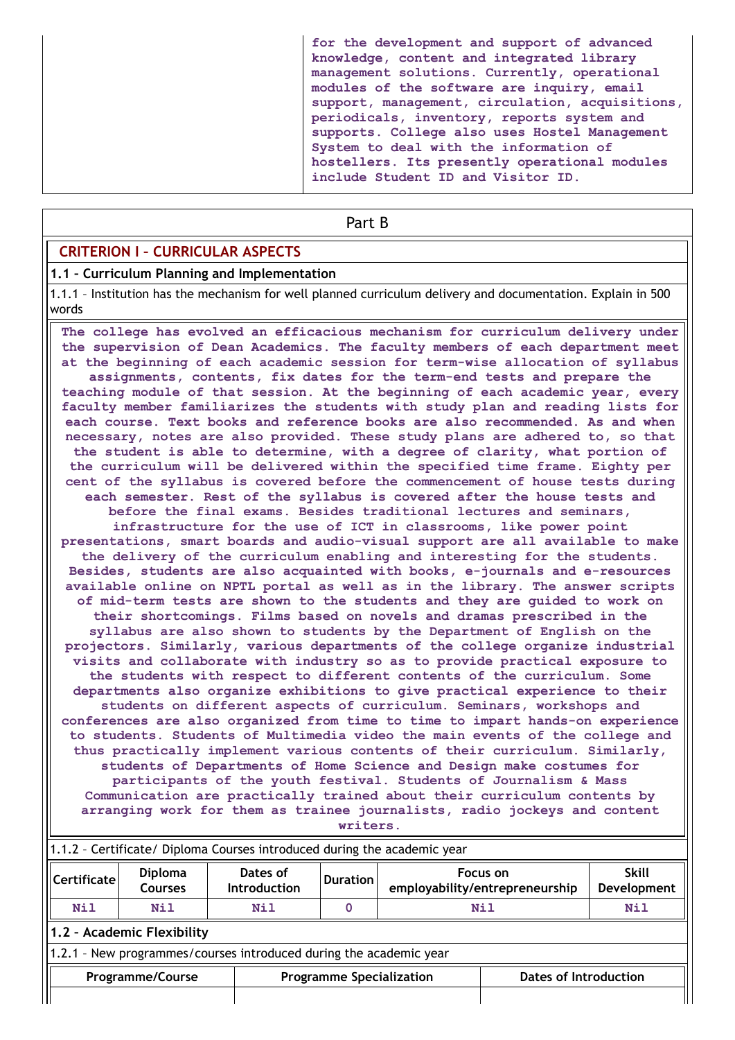for the development and support of advanced knowledge, content and integrated library management solutions. Currently, operational modules of the software are inquiry, email support, management, circulation, acquisitions, periodicals, inventory, reports system and supports. College also uses Hostel Management System to deal with the information of hostellers. Its presently operational modules include Student ID and Visitor ID.

## Part B

### CRITERION I – CURRICULAR ASPECTS

#### 1.1 – Curriculum Planning and Implementation

1.1.1 – Institution has the mechanism for well planned curriculum delivery and documentation. Explain in 500 words

The college has evolved an efficacious mechanism for curriculum delivery under the supervision of Dean Academics. The faculty members of each department meet at the beginning of each academic session for term-wise allocation of syllabus assignments, contents, fix dates for the term-end tests and prepare the teaching module of that session. At the beginning of each academic year, every faculty member familiarizes the students with study plan and reading lists for each course. Text books and reference books are also recommended. As and when necessary, notes are also provided. These study plans are adhered to, so that the student is able to determine, with a degree of clarity, what portion of the curriculum will be delivered within the specified time frame. Eighty per cent of the syllabus is covered before the commencement of house tests during each semester. Rest of the syllabus is covered after the house tests and before the final exams. Besides traditional lectures and seminars, infrastructure for the use of ICT in classrooms, like power point presentations, smart boards and audio-visual support are all available to make the delivery of the curriculum enabling and interesting for the students. Besides, students are also acquainted with books, e-journals and e-resources available online on NPTL portal as well as in the library. The answer scripts of mid-term tests are shown to the students and they are guided to work on their shortcomings. Films based on novels and dramas prescribed in the syllabus are also shown to students by the Department of English on the projectors. Similarly, various departments of the college organize industrial visits and collaborate with industry so as to provide practical exposure to the students with respect to different contents of the curriculum. Some departments also organize exhibitions to give practical experience to their students on different aspects of curriculum. Seminars, workshops and conferences are also organized from time to time to impart hands-on experience to students. Students of Multimedia video the main events of the college and thus practically implement various contents of their curriculum. Similarly, students of Departments of Home Science and Design make costumes for participants of the youth festival. Students of Journalism & Mass Communication are practically trained about their curriculum contents by arranging work for them as trainee journalists, radio jockeys and content writers.

1.1.2 – Certificate/ Diploma Courses introduced during the academic year

| Certificate | Diploma Courses | Dates of Introduction | Duration | Focus on employability/entrepreneurship | Skill Development |
|---|---|---|---|---|---|
| Nil | Nil | Nil | 0 | Nil | Nil |

#### 1.2 – Academic Flexibility

1.2.1 – New programmes/courses introduced during the academic year

| Programme/Course | Programme Specialization | Dates of Introduction |
|---|---|---|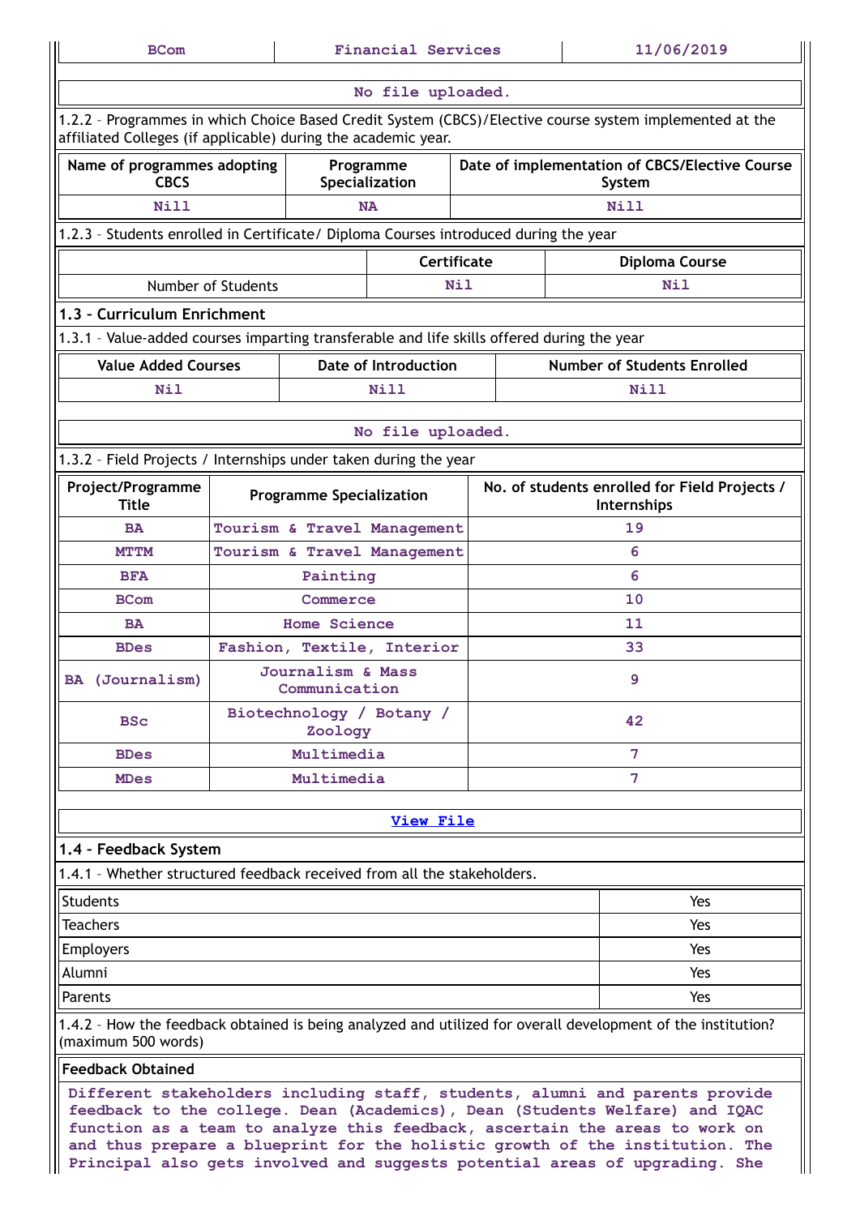| BCom | Financial Services | 11/06/2019 |
|---|---|---|

No file uploaded.

1.2.2 – Programmes in which Choice Based Credit System (CBCS)/Elective course system implemented at the affiliated Colleges (if applicable) during the academic year.

| Name of programmes adopting CBCS | Programme Specialization | Date of implementation of CBCS/Elective Course System |
|---|---|---|
| Nill | NA | Nill |

1.2.3 – Students enrolled in Certificate/ Diploma Courses introduced during the year

| | Certificate | Diploma Course |
|---|---|---|
| Number of Students | Nil | Nil |

## 1.3 – Curriculum Enrichment

1.3.1 – Value-added courses imparting transferable and life skills offered during the year

| Value Added Courses | Date of Introduction | Number of Students Enrolled |
|---|---|---|
| Nil | Nill | Nill |

No file uploaded.

1.3.2 – Field Projects / Internships under taken during the year

| Project/Programme Title | Programme Specialization | No. of students enrolled for Field Projects / Internships |
|---|---|---|
| BA | Tourism & Travel Management | 19 |
| MTTM | Tourism & Travel Management | 6 |
| BFA | Painting | 6 |
| BCom | Commerce | 10 |
| BA | Home Science | 11 |
| BDes | Fashion, Textile, Interior | 33 |
| BA (Journalism) | Journalism & Mass Communication | 9 |
| BSc | Biotechnology / Botany / Zoology | 42 |
| BDes | Multimedia | 7 |
| MDes | Multimedia | 7 |

View File

## 1.4 – Feedback System

1.4.1 – Whether structured feedback received from all the stakeholders.

| | |
|---|---|
| Students | Yes |
| Teachers | Yes |
| Employers | Yes |
| Alumni | Yes |
| Parents | Yes |

1.4.2 – How the feedback obtained is being analyzed and utilized for overall development of the institution? (maximum 500 words)

**Feedback Obtained**

Different stakeholders including staff, students, alumni and parents provide feedback to the college. Dean (Academics), Dean (Students Welfare) and IQAC function as a team to analyze this feedback, ascertain the areas to work on and thus prepare a blueprint for the holistic growth of the institution. The Principal also gets involved and suggests potential areas of upgrading. She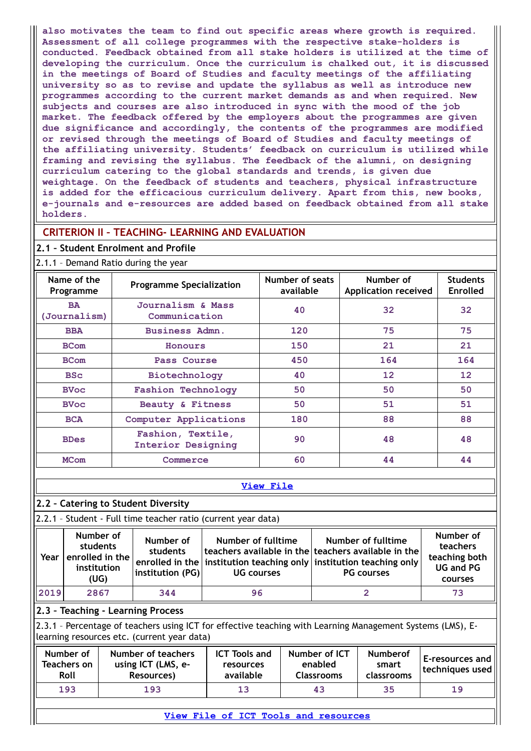also motivates the team to find out specific areas where growth is required. Assessment of all college programmes with the respective stake-holders is conducted. Feedback obtained from all stake holders is utilized at the time of developing the curriculum. Once the curriculum is chalked out, it is discussed in the meetings of Board of Studies and faculty meetings of the affiliating university so as to revise and update the syllabus as well as introduce new programmes according to the current market demands as and when required. New subjects and courses are also introduced in sync with the mood of the job market. The feedback offered by the employers about the programmes are given due significance and accordingly, the contents of the programmes are modified or revised through the meetings of Board of Studies and faculty meetings of the affiliating university. Students' feedback on curriculum is utilized while framing and revising the syllabus. The feedback of the alumni, on designing curriculum catering to the global standards and trends, is given due weightage. On the feedback of students and teachers, physical infrastructure is added for the efficacious curriculum delivery. Apart from this, new books, e-journals and e-resources are added based on feedback obtained from all stake holders.

## CRITERION II – TEACHING- LEARNING AND EVALUATION

### 2.1 – Student Enrolment and Profile

2.1.1 – Demand Ratio during the year

| Name of the Programme | Programme Specialization | Number of seats available | Number of Application received | Students Enrolled |
|---|---|---|---|---|
| BA (Journalism) | Journalism & Mass Communication | 40 | 32 | 32 |
| BBA | Business Admn. | 120 | 75 | 75 |
| BCom | Honours | 150 | 21 | 21 |
| BCom | Pass Course | 450 | 164 | 164 |
| BSc | Biotechnology | 40 | 12 | 12 |
| BVoc | Fashion Technology | 50 | 50 | 50 |
| BVoc | Beauty & Fitness | 50 | 51 | 51 |
| BCA | Computer Applications | 180 | 88 | 88 |
| BDes | Fashion, Textile, Interior Designing | 90 | 48 | 48 |
| MCom | Commerce | 60 | 44 | 44 |

View File

### 2.2 – Catering to Student Diversity

2.2.1 – Student - Full time teacher ratio (current year data)

| Year | Number of students enrolled in the institution (UG) | Number of students enrolled in the institution (PG) | Number of fulltime teachers available in the institution teaching only UG courses | Number of fulltime teachers available in the institution teaching only PG courses | Number of teachers teaching both UG and PG courses |
|---|---|---|---|---|---|
| 2019 | 2867 | 344 | 96 | 2 | 73 |

### 2.3 – Teaching - Learning Process

2.3.1 – Percentage of teachers using ICT for effective teaching with Learning Management Systems (LMS), E-learning resources etc. (current year data)

| Number of Teachers on Roll | Number of teachers using ICT (LMS, e-Resources) | ICT Tools and resources available | Number of ICT enabled Classrooms | Numberof smart classrooms | E-resources and techniques used |
|---|---|---|---|---|---|
| 193 | 193 | 13 | 43 | 35 | 19 |

View File of ICT Tools and resources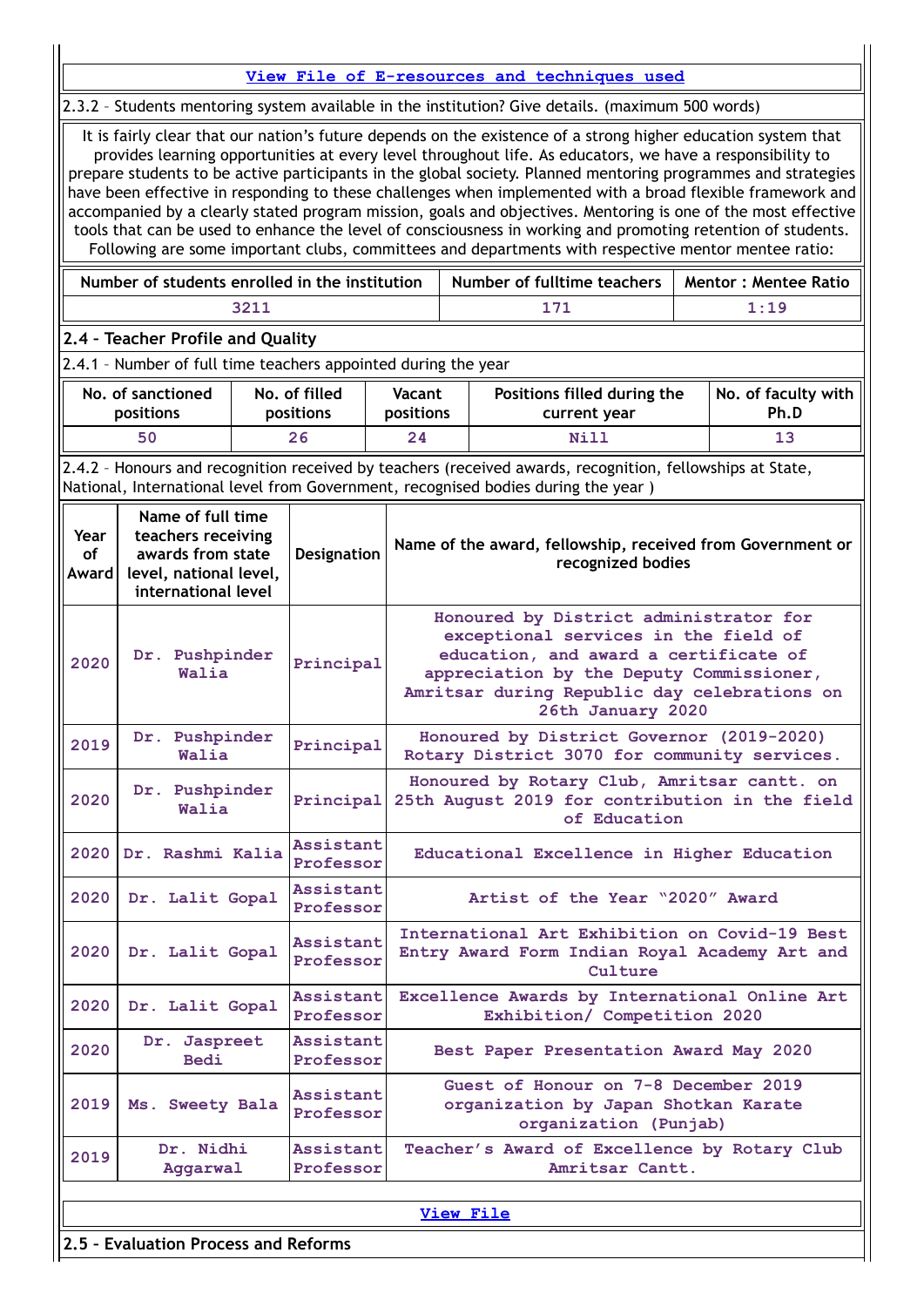**View File of E-resources and techniques used**

2.3.2 – Students mentoring system available in the institution? Give details. (maximum 500 words)

It is fairly clear that our nation's future depends on the existence of a strong higher education system that provides learning opportunities at every level throughout life. As educators, we have a responsibility to prepare students to be active participants in the global society. Planned mentoring programmes and strategies have been effective in responding to these challenges when implemented with a broad flexible framework and accompanied by a clearly stated program mission, goals and objectives. Mentoring is one of the most effective tools that can be used to enhance the level of consciousness in working and promoting retention of students. Following are some important clubs, committees and departments with respective mentor mentee ratio:

| Number of students enrolled in the institution | Number of fulltime teachers | Mentor : Mentee Ratio |
|---|---|---|
| 3211 | 171 | 1:19 |

## 2.4 – Teacher Profile and Quality

2.4.1 – Number of full time teachers appointed during the year

| No. of sanctioned positions | No. of filled positions | Vacant positions | Positions filled during the current year | No. of faculty with Ph.D |
|---|---|---|---|---|
| 50 | 26 | 24 | Nill | 13 |

2.4.2 – Honours and recognition received by teachers (received awards, recognition, fellowships at State, National, International level from Government, recognised bodies during the year )

| Year of Award | Name of full time teachers receiving awards from state level, national level, international level | Designation | Name of the award, fellowship, received from Government or recognized bodies |
|---|---|---|---|
| 2020 | Dr. Pushpinder Walia | Principal | Honoured by District administrator for exceptional services in the field of education, and award a certificate of appreciation by the Deputy Commissioner, Amritsar during Republic day celebrations on 26th January 2020 |
| 2019 | Dr. Pushpinder Walia | Principal | Honoured by District Governor (2019-2020) Rotary District 3070 for community services. |
| 2020 | Dr. Pushpinder Walia | Principal | Honoured by Rotary Club, Amritsar cantt. on 25th August 2019 for contribution in the field of Education |
| 2020 | Dr. Rashmi Kalia | Assistant Professor | Educational Excellence in Higher Education |
| 2020 | Dr. Lalit Gopal | Assistant Professor | Artist of the Year "2020" Award |
| 2020 | Dr. Lalit Gopal | Assistant Professor | International Art Exhibition on Covid-19 Best Entry Award Form Indian Royal Academy Art and Culture |
| 2020 | Dr. Lalit Gopal | Assistant Professor | Excellence Awards by International Online Art Exhibition/ Competition 2020 |
| 2020 | Dr. Jaspreet Bedi | Assistant Professor | Best Paper Presentation Award May 2020 |
| 2019 | Ms. Sweety Bala | Assistant Professor | Guest of Honour on 7-8 December 2019 organization by Japan Shotkan Karate organization (Punjab) |
| 2019 | Dr. Nidhi Aggarwal | Assistant Professor | Teacher's Award of Excellence by Rotary Club Amritsar Cantt. |

**View File**

## 2.5 – Evaluation Process and Reforms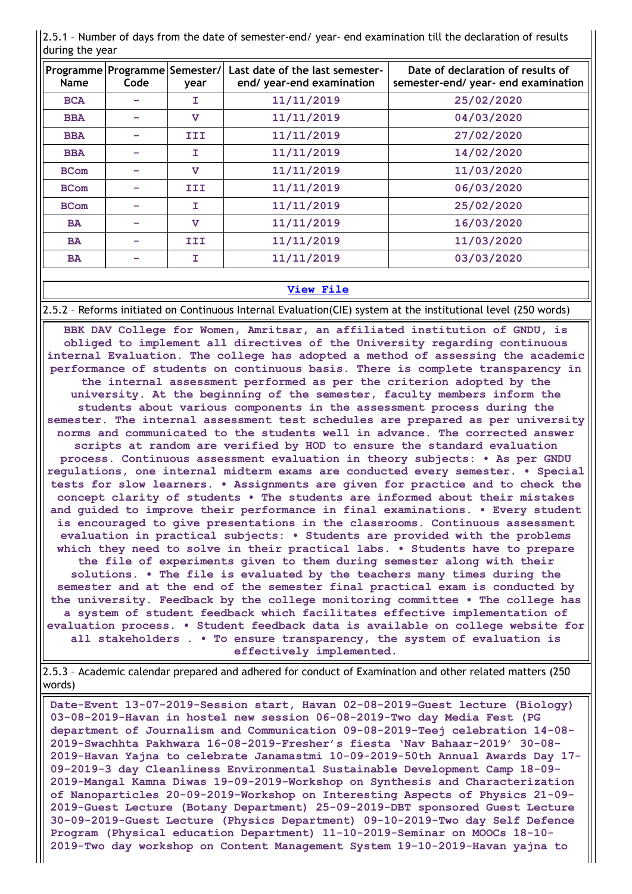2.5.1 – Number of days from the date of semester-end/ year- end examination till the declaration of results during the year

| Programme Name | Programme Code | Semester/ year | Last date of the last semester-end/ year-end examination | Date of declaration of results of semester-end/ year- end examination |
|---|---|---|---|---|
| BCA | - | I | 11/11/2019 | 25/02/2020 |
| BBA | - | V | 11/11/2019 | 04/03/2020 |
| BBA | - | III | 11/11/2019 | 27/02/2020 |
| BBA | - | I | 11/11/2019 | 14/02/2020 |
| BCom | - | V | 11/11/2019 | 11/03/2020 |
| BCom | - | III | 11/11/2019 | 06/03/2020 |
| BCom | - | I | 11/11/2019 | 25/02/2020 |
| BA | - | V | 11/11/2019 | 16/03/2020 |
| BA | - | III | 11/11/2019 | 11/03/2020 |
| BA | - | I | 11/11/2019 | 03/03/2020 |

View File

2.5.2 – Reforms initiated on Continuous Internal Evaluation(CIE) system at the institutional level (250 words)

BBK DAV College for Women, Amritsar, an affiliated institution of GNDU, is obliged to implement all directives of the University regarding continuous internal Evaluation. The college has adopted a method of assessing the academic performance of students on continuous basis. There is complete transparency in the internal assessment performed as per the criterion adopted by the university. At the beginning of the semester, faculty members inform the students about various components in the assessment process during the semester. The internal assessment test schedules are prepared as per university norms and communicated to the students well in advance. The corrected answer scripts at random are verified by HOD to ensure the standard evaluation process. Continuous assessment evaluation in theory subjects: • As per GNDU regulations, one internal midterm exams are conducted every semester. • Special tests for slow learners. • Assignments are given for practice and to check the concept clarity of students • The students are informed about their mistakes and guided to improve their performance in final examinations. • Every student is encouraged to give presentations in the classrooms. Continuous assessment evaluation in practical subjects: • Students are provided with the problems which they need to solve in their practical labs. • Students have to prepare the file of experiments given to them during semester along with their solutions. • The file is evaluated by the teachers many times during the semester and at the end of the semester final practical exam is conducted by the university. Feedback by the college monitoring committee • The college has a system of student feedback which facilitates effective implementation of evaluation process. • Student feedback data is available on college website for all stakeholders . • To ensure transparency, the system of evaluation is effectively implemented.

2.5.3 – Academic calendar prepared and adhered for conduct of Examination and other related matters (250 words)

Date-Event 13-07-2019-Session start, Havan 02-08-2019-Guest lecture (Biology) 03-08-2019-Havan in hostel new session 06-08-2019-Two day Media Fest (PG department of Journalism and Communication 09-08-2019-Teej celebration 14-08-2019-Swachhta Pakhwara 16-08-2019-Fresher's fiesta 'Nav Bahaar-2019' 30-08-2019-Havan Yajna to celebrate Janamastmi 10-09-2019-50th Annual Awards Day 17-09-2019-3 day Cleanliness Environmental Sustainable Development Camp 18-09-2019-Mangal Kamna Diwas 19-09-2019-Workshop on Synthesis and Characterization of Nanoparticles 20-09-2019-Workshop on Interesting Aspects of Physics 21-09-2019-Guest Lecture (Botany Department) 25-09-2019-DBT sponsored Guest Lecture 30-09-2019-Guest Lecture (Physics Department) 09-10-2019-Two day Self Defence Program (Physical education Department) 11-10-2019-Seminar on MOOCs 18-10-2019-Two day workshop on Content Management System 19-10-2019-Havan yajna to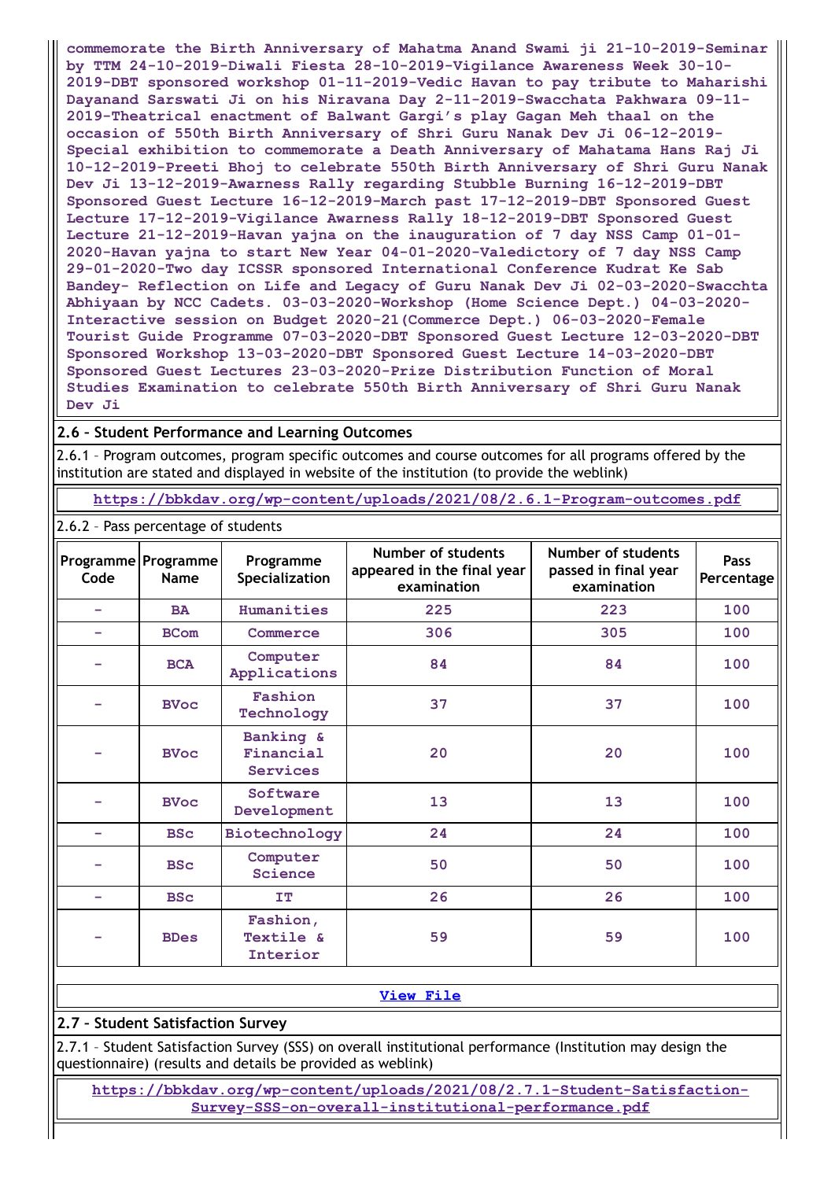commemorate the Birth Anniversary of Mahatma Anand Swami ji 21-10-2019-Seminar by TTM 24-10-2019-Diwali Fiesta 28-10-2019-Vigilance Awareness Week 30-10-2019-DBT sponsored workshop 01-11-2019-Vedic Havan to pay tribute to Maharishi Dayanand Sarswati Ji on his Niravana Day 2-11-2019-Swacchata Pakhwara 09-11-2019-Theatrical enactment of Balwant Gargi's play Gagan Meh thaal on the occasion of 550th Birth Anniversary of Shri Guru Nanak Dev Ji 06-12-2019-Special exhibition to commemorate a Death Anniversary of Mahatama Hans Raj Ji 10-12-2019-Preeti Bhoj to celebrate 550th Birth Anniversary of Shri Guru Nanak Dev Ji 13-12-2019-Awarness Rally regarding Stubble Burning 16-12-2019-DBT Sponsored Guest Lecture 16-12-2019-March past 17-12-2019-DBT Sponsored Guest Lecture 17-12-2019-Vigilance Awarness Rally 18-12-2019-DBT Sponsored Guest Lecture 21-12-2019-Havan yajna on the inauguration of 7 day NSS Camp 01-01-2020-Havan yajna to start New Year 04-01-2020-Valedictory of 7 day NSS Camp 29-01-2020-Two day ICSSR sponsored International Conference Kudrat Ke Sab Bandey- Reflection on Life and Legacy of Guru Nanak Dev Ji 02-03-2020-Swacchta Abhiyaan by NCC Cadets. 03-03-2020-Workshop (Home Science Dept.) 04-03-2020-Interactive session on Budget 2020-21(Commerce Dept.) 06-03-2020-Female Tourist Guide Programme 07-03-2020-DBT Sponsored Guest Lecture 12-03-2020-DBT Sponsored Workshop 13-03-2020-DBT Sponsored Guest Lecture 14-03-2020-DBT Sponsored Guest Lectures 23-03-2020-Prize Distribution Function of Moral Studies Examination to celebrate 550th Birth Anniversary of Shri Guru Nanak Dev Ji

## 2.6 – Student Performance and Learning Outcomes

2.6.1 – Program outcomes, program specific outcomes and course outcomes for all programs offered by the institution are stated and displayed in website of the institution (to provide the weblink)

https://bbkdav.org/wp-content/uploads/2021/08/2.6.1-Program-outcomes.pdf

2.6.2 – Pass percentage of students

| Programme Code | Programme Name | Programme Specialization | Number of students appeared in the final year examination | Number of students passed in final year examination | Pass Percentage |
|---|---|---|---|---|---|
| – | BA | Humanities | 225 | 223 | 100 |
| – | BCom | Commerce | 306 | 305 | 100 |
| – | BCA | Computer Applications | 84 | 84 | 100 |
| – | BVoc | Fashion Technology | 37 | 37 | 100 |
| – | BVoc | Banking & Financial Services | 20 | 20 | 100 |
| – | BVoc | Software Development | 13 | 13 | 100 |
| – | BSc | Biotechnology | 24 | 24 | 100 |
| – | BSc | Computer Science | 50 | 50 | 100 |
| – | BSc | IT | 26 | 26 | 100 |
| – | BDes | Fashion, Textile & Interior | 59 | 59 | 100 |

View File

## 2.7 – Student Satisfaction Survey

2.7.1 – Student Satisfaction Survey (SSS) on overall institutional performance (Institution may design the questionnaire) (results and details be provided as weblink)

https://bbkdav.org/wp-content/uploads/2021/08/2.7.1-Student-Satisfaction-Survey-SSS-on-overall-institutional-performance.pdf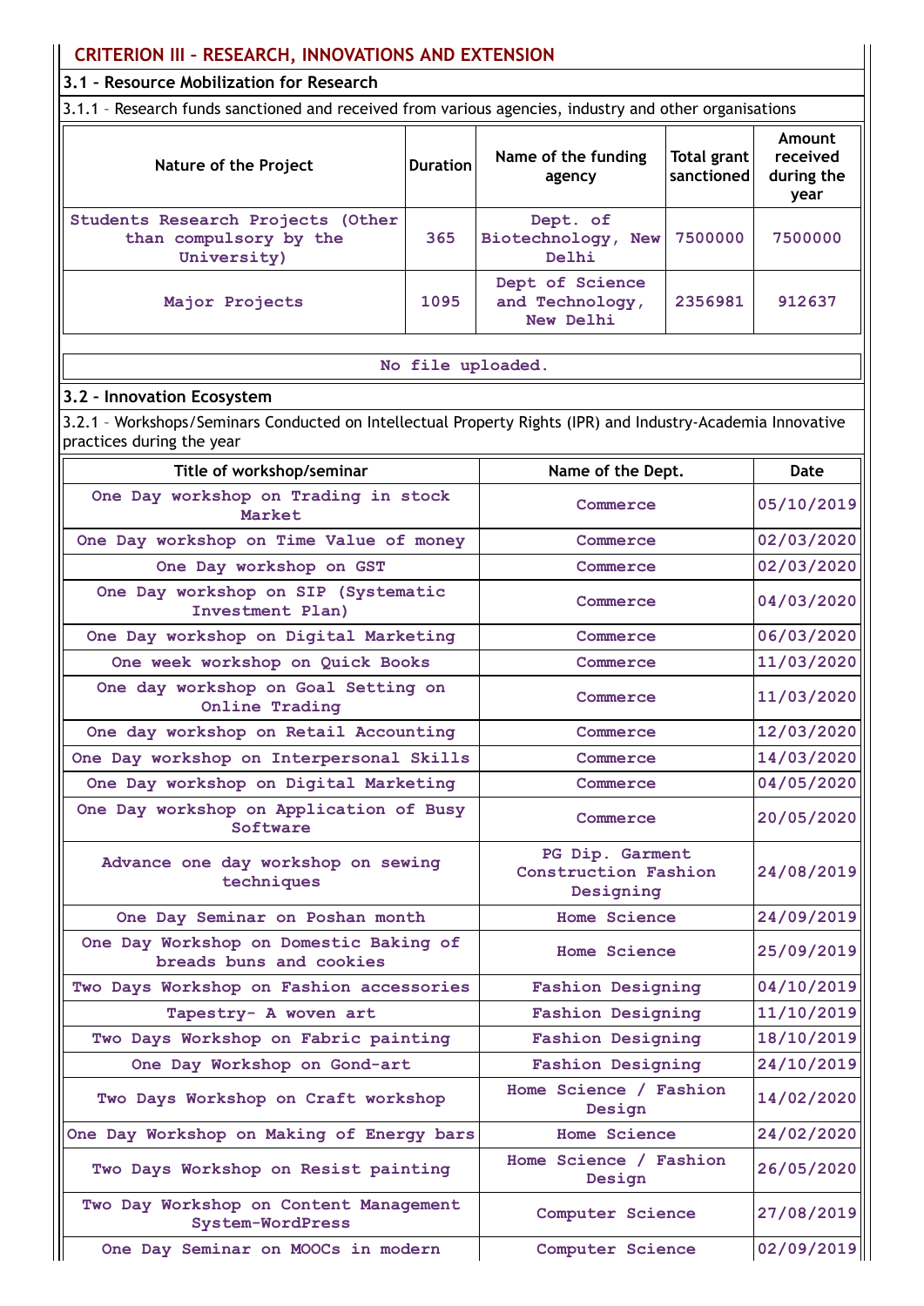## CRITERION III – RESEARCH, INNOVATIONS AND EXTENSION

### 3.1 – Resource Mobilization for Research

3.1.1 – Research funds sanctioned and received from various agencies, industry and other organisations

| Nature of the Project | Duration | Name of the funding agency | Total grant sanctioned | Amount received during the year |
|---|---|---|---|---|
| Students Research Projects (Other than compulsory by the University) | 365 | Dept. of Biotechnology, New Delhi | 7500000 | 7500000 |
| Major Projects | 1095 | Dept of Science and Technology, New Delhi | 2356981 | 912637 |

No file uploaded.

### 3.2 – Innovation Ecosystem

3.2.1 – Workshops/Seminars Conducted on Intellectual Property Rights (IPR) and Industry-Academia Innovative practices during the year

| Title of workshop/seminar | Name of the Dept. | Date |
|---|---|---|
| One Day workshop on Trading in stock Market | Commerce | 05/10/2019 |
| One Day workshop on Time Value of money | Commerce | 02/03/2020 |
| One Day workshop on GST | Commerce | 02/03/2020 |
| One Day workshop on SIP (Systematic Investment Plan) | Commerce | 04/03/2020 |
| One Day workshop on Digital Marketing | Commerce | 06/03/2020 |
| One week workshop on Quick Books | Commerce | 11/03/2020 |
| One day workshop on Goal Setting on Online Trading | Commerce | 11/03/2020 |
| One day workshop on Retail Accounting | Commerce | 12/03/2020 |
| One Day workshop on Interpersonal Skills | Commerce | 14/03/2020 |
| One Day workshop on Digital Marketing | Commerce | 04/05/2020 |
| One Day workshop on Application of Busy Software | Commerce | 20/05/2020 |
| Advance one day workshop on sewing techniques | PG Dip. Garment Construction Fashion Designing | 24/08/2019 |
| One Day Seminar on Poshan month | Home Science | 24/09/2019 |
| One Day Workshop on Domestic Baking of breads buns and cookies | Home Science | 25/09/2019 |
| Two Days Workshop on Fashion accessories | Fashion Designing | 04/10/2019 |
| Tapestry- A woven art | Fashion Designing | 11/10/2019 |
| Two Days Workshop on Fabric painting | Fashion Designing | 18/10/2019 |
| One Day Workshop on Gond-art | Fashion Designing | 24/10/2019 |
| Two Days Workshop on Craft workshop | Home Science / Fashion Design | 14/02/2020 |
| One Day Workshop on Making of Energy bars | Home Science | 24/02/2020 |
| Two Days Workshop on Resist painting | Home Science / Fashion Design | 26/05/2020 |
| Two Day Workshop on Content Management System-WordPress | Computer Science | 27/08/2019 |
| One Day Seminar on MOOCs in modern | Computer Science | 02/09/2019 |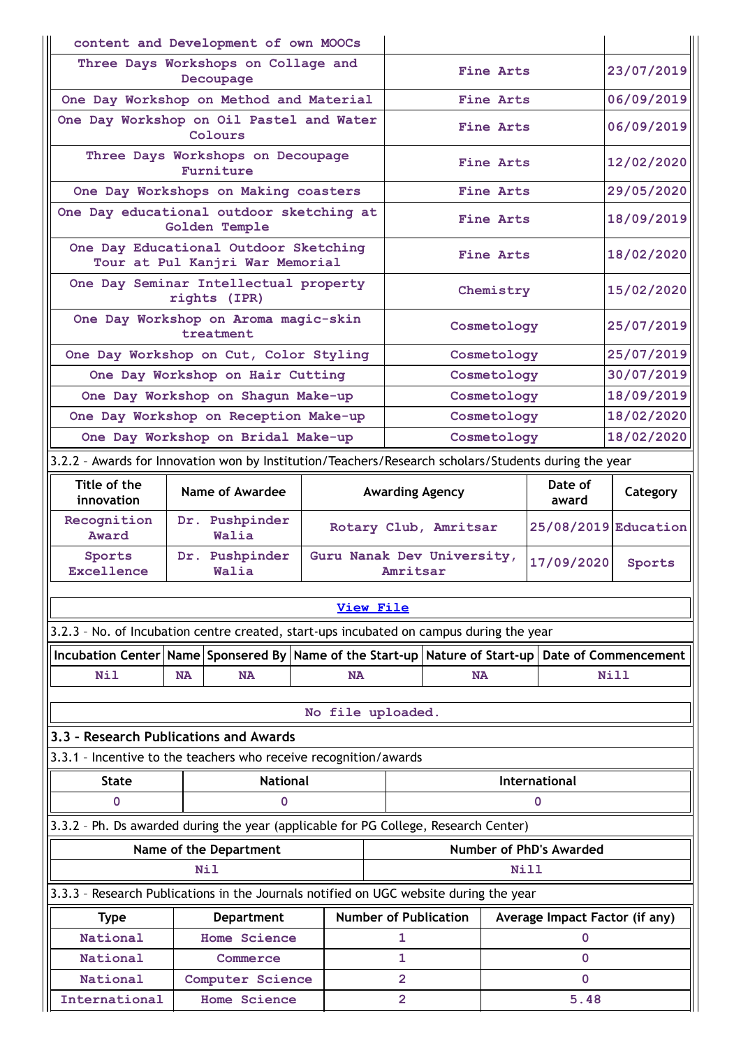| | | |
|---|---|---|
| content and Development of own MOOCs | | |
| Three Days Workshops on Collage and Decoupage | Fine Arts | 23/07/2019 |
| One Day Workshop on Method and Material | Fine Arts | 06/09/2019 |
| One Day Workshop on Oil Pastel and Water Colours | Fine Arts | 06/09/2019 |
| Three Days Workshops on Decoupage Furniture | Fine Arts | 12/02/2020 |
| One Day Workshops on Making coasters | Fine Arts | 29/05/2020 |
| One Day educational outdoor sketching at Golden Temple | Fine Arts | 18/09/2019 |
| One Day Educational Outdoor Sketching Tour at Pul Kanjri War Memorial | Fine Arts | 18/02/2020 |
| One Day Seminar Intellectual property rights (IPR) | Chemistry | 15/02/2020 |
| One Day Workshop on Aroma magic-skin treatment | Cosmetology | 25/07/2019 |
| One Day Workshop on Cut, Color Styling | Cosmetology | 25/07/2019 |
| One Day Workshop on Hair Cutting | Cosmetology | 30/07/2019 |
| One Day Workshop on Shagun Make-up | Cosmetology | 18/09/2019 |
| One Day Workshop on Reception Make-up | Cosmetology | 18/02/2020 |
| One Day Workshop on Bridal Make-up | Cosmetology | 18/02/2020 |

3.2.2 – Awards for Innovation won by Institution/Teachers/Research scholars/Students during the year

| Title of the innovation | Name of Awardee | Awarding Agency | Date of award | Category |
|---|---|---|---|---|
| Recognition Award | Dr. Pushpinder Walia | Rotary Club, Amritsar | 25/08/2019 | Education |
| Sports Excellence | Dr. Pushpinder Walia | Guru Nanak Dev University, Amritsar | 17/09/2020 | Sports |

View File

3.2.3 – No. of Incubation centre created, start-ups incubated on campus during the year

| Incubation Center | Name | Sponsered By | Name of the Start-up | Nature of Start-up | Date of Commencement |
|---|---|---|---|---|---|
| Nil | NA | NA | NA | NA | Nill |

No file uploaded.

## 3.3 – Research Publications and Awards

3.3.1 – Incentive to the teachers who receive recognition/awards

| State | National | International |
|---|---|---|
| 0 | 0 | 0 |

3.3.2 – Ph. Ds awarded during the year (applicable for PG College, Research Center)

| Name of the Department | Number of PhD's Awarded |
|---|---|
| Nil | Nill |

3.3.3 – Research Publications in the Journals notified on UGC website during the year

| Type | Department | Number of Publication | Average Impact Factor (if any) |
|---|---|---|---|
| National | Home Science | 1 | 0 |
| National | Commerce | 1 | 0 |
| National | Computer Science | 2 | 0 |
| International | Home Science | 2 | 5.48 |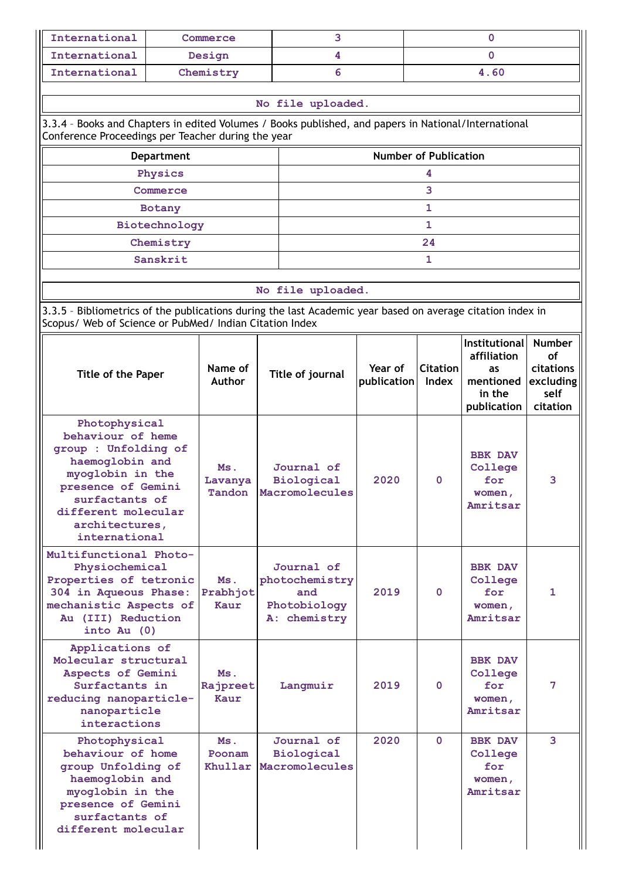| International | Commerce | 3 | 0 |
|---|---|---|---|
| International | Design | 4 | 0 |
| International | Chemistry | 6 | 4.60 |

No file uploaded.

3.3.4 – Books and Chapters in edited Volumes / Books published, and papers in National/International Conference Proceedings per Teacher during the year

| Department | Number of Publication |
|---|---|
| Physics | 4 |
| Commerce | 3 |
| Botany | 1 |
| Biotechnology | 1 |
| Chemistry | 24 |
| Sanskrit | 1 |

No file uploaded.

3.3.5 – Bibliometrics of the publications during the last Academic year based on average citation index in Scopus/ Web of Science or PubMed/ Indian Citation Index

| Title of the Paper | Name of Author | Title of journal | Year of publication | Citation Index | Institutional affiliation as mentioned in the publication | Number of citations excluding self citation |
|---|---|---|---|---|---|---|
| Photophysical behaviour of heme group : Unfolding of haemoglobin and myoglobin in the presence of Gemini surfactants of different molecular architectures, international | Ms. Lavanya Tandon | Journal of Biological Macromolecules | 2020 | 0 | BBK DAV College for women, Amritsar | 3 |
| Multifunctional Photo-Physiochemical Properties of tetronic 304 in Aqueous Phase: mechanistic Aspects of Au (III) Reduction into Au (0) | Ms. Prabhjot Kaur | Journal of photochemistry and Photobiology A: chemistry | 2019 | 0 | BBK DAV College for women, Amritsar | 1 |
| Applications of Molecular structural Aspects of Gemini Surfactants in reducing nanoparticle-nanoparticle interactions | Ms. Rajpreet Kaur | Langmuir | 2019 | 0 | BBK DAV College for women, Amritsar | 7 |
| Photophysical behaviour of home group Unfolding of haemoglobin and myoglobin in the presence of Gemini surfactants of different molecular | Ms. Poonam Khullar | Journal of Biological Macromolecules | 2020 | 0 | BBK DAV College for women, Amritsar | 3 |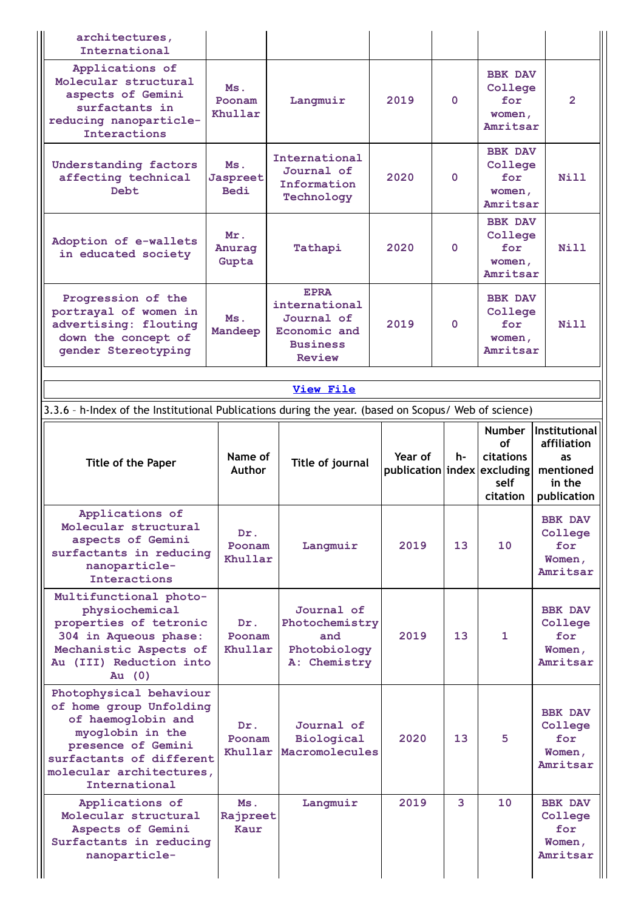| | | | | | | |
|---|---|---|---|---|---|---|
| architectures, International | | | | | | |
| Applications of Molecular structural aspects of Gemini surfactants in reducing nanoparticle-Interactions | Ms. Poonam Khullar | Langmuir | 2019 | 0 | BBK DAV College for women, Amritsar | 2 |
| Understanding factors affecting technical Debt | Ms. Jaspreet Bedi | International Journal of Information Technology | 2020 | 0 | BBK DAV College for women, Amritsar | Nill |
| Adoption of e-wallets in educated society | Mr. Anurag Gupta | Tathapi | 2020 | 0 | BBK DAV College for women, Amritsar | Nill |
| Progression of the portrayal of women in advertising: flouting down the concept of gender Stereotyping | Ms. Mandeep | EPRA international Journal of Economic and Business Review | 2019 | 0 | BBK DAV College for women, Amritsar | Nill |

[View File]

3.3.6 – h-Index of the Institutional Publications during the year. (based on Scopus/ Web of science)

| Title of the Paper | Name of Author | Title of journal | Year of publication | h-index | Number of citations excluding self citation | Institutional affiliation as mentioned in the publication |
|---|---|---|---|---|---|---|
| Applications of Molecular structural aspects of Gemini surfactants in reducing nanoparticle-Interactions | Dr. Poonam Khullar | Langmuir | 2019 | 13 | 10 | BBK DAV College for Women, Amritsar |
| Multifunctional photo-physiochemical properties of tetronic 304 in Aqueous phase: Mechanistic Aspects of Au (III) Reduction into Au (0) | Dr. Poonam Khullar | Journal of Photochemistry and Photobiology A: Chemistry | 2019 | 13 | 1 | BBK DAV College for Women, Amritsar |
| Photophysical behaviour of home group Unfolding of haemoglobin and myoglobin in the presence of Gemini surfactants of different molecular architectures, International | Dr. Poonam Khullar | Journal of Biological Macromolecules | 2020 | 13 | 5 | BBK DAV College for Women, Amritsar |
| Applications of Molecular structural Aspects of Gemini Surfactants in reducing nanoparticle- | Ms. Rajpreet Kaur | Langmuir | 2019 | 3 | 10 | BBK DAV College for Women, Amritsar |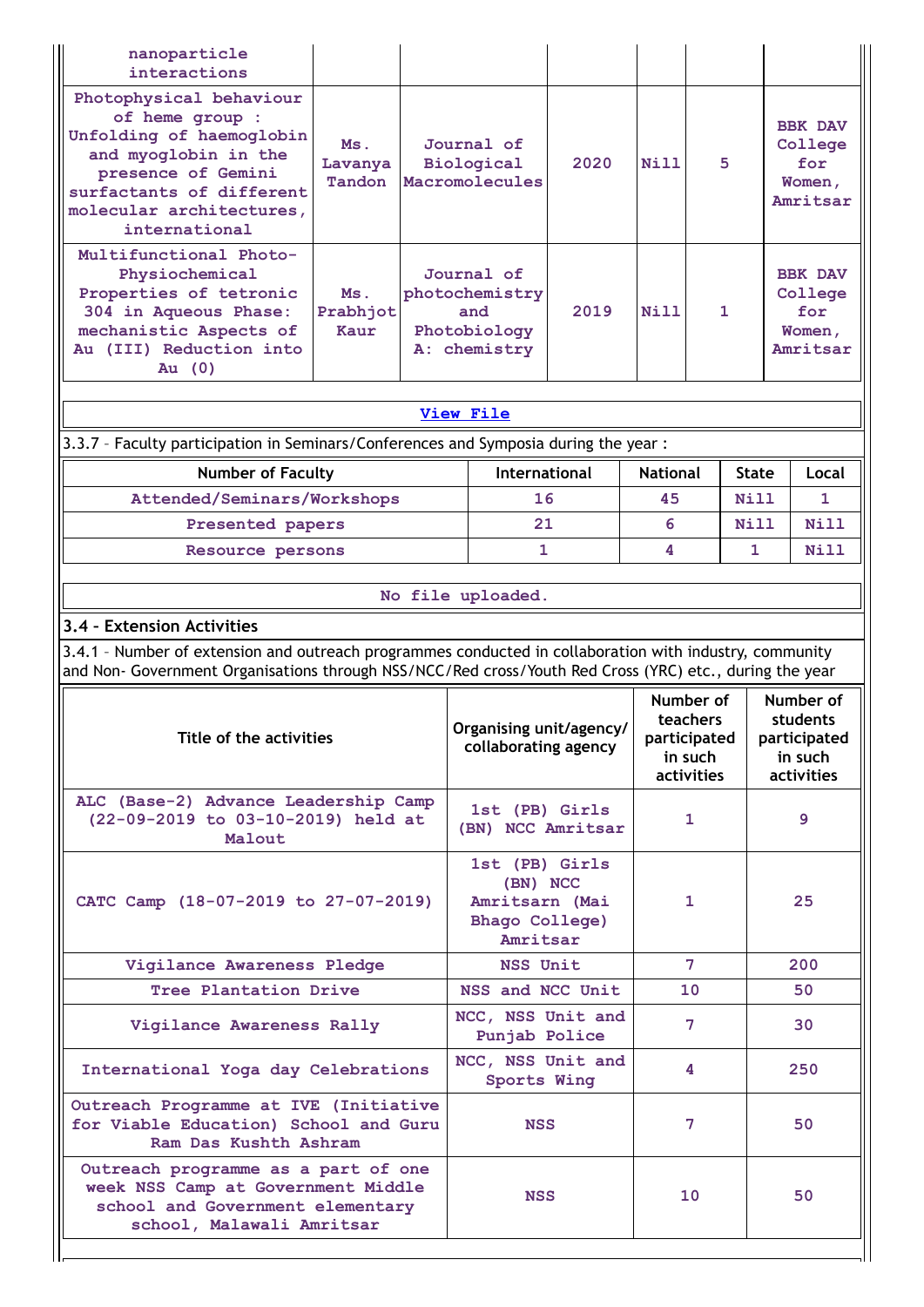| | | | | | | |
|---|---|---|---|---|---|---|
| nanoparticle interactions | | | | | | |
| Photophysical behaviour of heme group : Unfolding of haemoglobin and myoglobin in the presence of Gemini surfactants of different molecular architectures, international | Ms. Lavanya Tandon | Journal of Biological Macromolecules | 2020 | Nill | 5 | BBK DAV College for Women, Amritsar |
| Multifunctional Photo-Physiochemical Properties of tetronic 304 in Aqueous Phase: mechanistic Aspects of Au (III) Reduction into Au (0) | Ms. Prabhjot Kaur | Journal of photochemistry and Photobiology A: chemistry | 2019 | Nill | 1 | BBK DAV College for Women, Amritsar |

View File

3.3.7 – Faculty participation in Seminars/Conferences and Symposia during the year :

| Number of Faculty | International | National | State | Local |
|---|---|---|---|---|
| Attended/Seminars/Workshops | 16 | 45 | Nill | 1 |
| Presented papers | 21 | 6 | Nill | Nill |
| Resource persons | 1 | 4 | 1 | Nill |

No file uploaded.

**3.4 – Extension Activities**

3.4.1 – Number of extension and outreach programmes conducted in collaboration with industry, community and Non- Government Organisations through NSS/NCC/Red cross/Youth Red Cross (YRC) etc., during the year

| Title of the activities | Organising unit/agency/ collaborating agency | Number of teachers participated in such activities | Number of students participated in such activities |
|---|---|---|---|
| ALC (Base-2) Advance Leadership Camp (22-09-2019 to 03-10-2019) held at Malout | 1st (PB) Girls (BN) NCC Amritsar | 1 | 9 |
| CATC Camp (18-07-2019 to 27-07-2019) | 1st (PB) Girls (BN) NCC Amritsarn (Mai Bhago College) Amritsar | 1 | 25 |
| Vigilance Awareness Pledge | NSS Unit | 7 | 200 |
| Tree Plantation Drive | NSS and NCC Unit | 10 | 50 |
| Vigilance Awareness Rally | NCC, NSS Unit and Punjab Police | 7 | 30 |
| International Yoga day Celebrations | NCC, NSS Unit and Sports Wing | 4 | 250 |
| Outreach Programme at IVE (Initiative for Viable Education) School and Guru Ram Das Kushth Ashram | NSS | 7 | 50 |
| Outreach programme as a part of one week NSS Camp at Government Middle school and Government elementary school, Malawali Amritsar | NSS | 10 | 50 |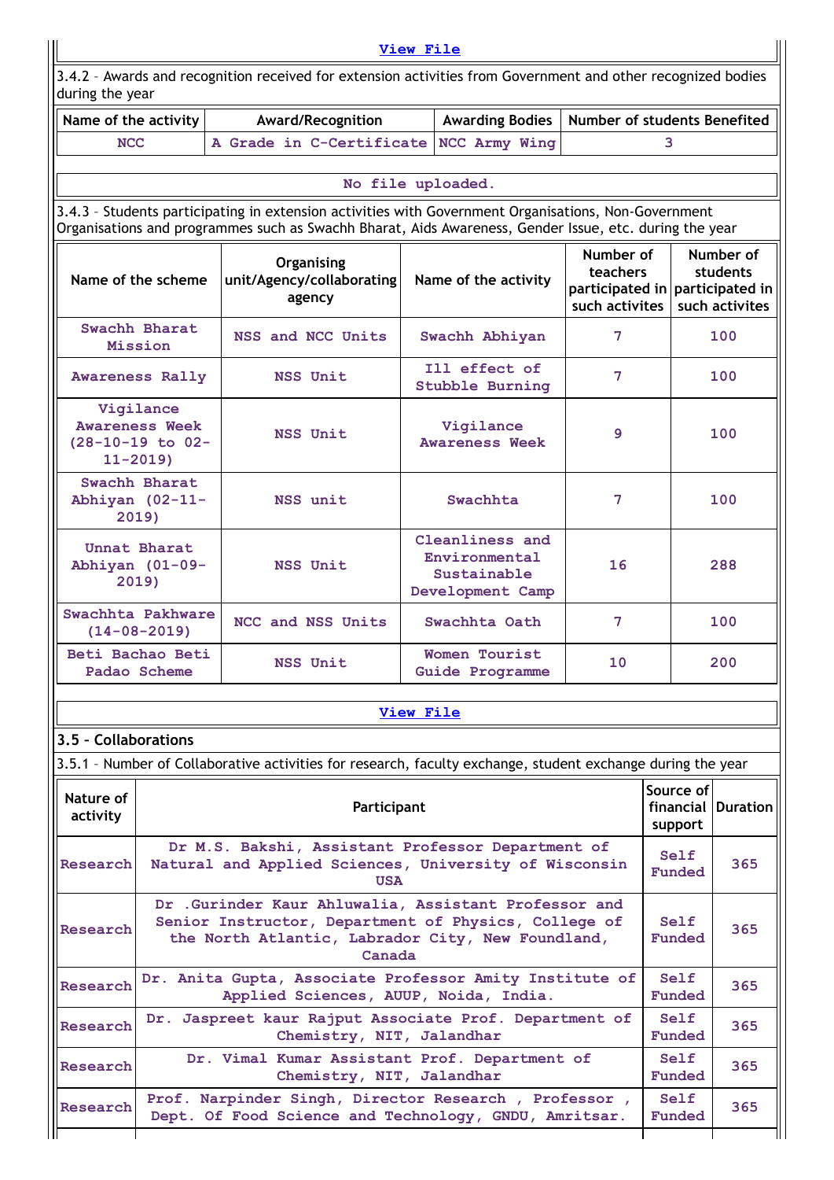View File

3.4.2 – Awards and recognition received for extension activities from Government and other recognized bodies during the year

| Name of the activity | Award/Recognition | Awarding Bodies | Number of students Benefited |
|---|---|---|---|
| NCC | A Grade in C-Certificate | NCC Army Wing | 3 |

No file uploaded.

3.4.3 – Students participating in extension activities with Government Organisations, Non-Government Organisations and programmes such as Swachh Bharat, Aids Awareness, Gender Issue, etc. during the year

| Name of the scheme | Organising unit/Agency/collaborating agency | Name of the activity | Number of teachers participated in such activites | Number of students participated in such activites |
|---|---|---|---|---|
| Swachh Bharat Mission | NSS and NCC Units | Swachh Abhiyan | 7 | 100 |
| Awareness Rally | NSS Unit | Ill effect of Stubble Burning | 7 | 100 |
| Vigilance Awareness Week (28-10-19 to 02-11-2019) | NSS Unit | Vigilance Awareness Week | 9 | 100 |
| Swachh Bharat Abhiyan (02-11-2019) | NSS unit | Swachhta | 7 | 100 |
| Unnat Bharat Abhiyan (01-09-2019) | NSS Unit | Cleanliness and Environmental Sustainable Development Camp | 16 | 288 |
| Swachhta Pakhware (14-08-2019) | NCC and NSS Units | Swachhta Oath | 7 | 100 |
| Beti Bachao Beti Padao Scheme | NSS Unit | Women Tourist Guide Programme | 10 | 200 |

View File

## 3.5 – Collaborations

3.5.1 – Number of Collaborative activities for research, faculty exchange, student exchange during the year

| Nature of activity | Participant | Source of financial support | Duration |
|---|---|---|---|
| Research | Dr M.S. Bakshi, Assistant Professor Department of Natural and Applied Sciences, University of Wisconsin USA | Self Funded | 365 |
| Research | Dr .Gurinder Kaur Ahluwalia, Assistant Professor and Senior Instructor, Department of Physics, College of the North Atlantic, Labrador City, New Foundland, Canada | Self Funded | 365 |
| Research | Dr. Anita Gupta, Associate Professor Amity Institute of Applied Sciences, AUUP, Noida, India. | Self Funded | 365 |
| Research | Dr. Jaspreet kaur Rajput Associate Prof. Department of Chemistry, NIT, Jalandhar | Self Funded | 365 |
| Research | Dr. Vimal Kumar Assistant Prof. Department of Chemistry, NIT, Jalandhar | Self Funded | 365 |
| Research | Prof. Narpinder Singh, Director Research , Professor , Dept. Of Food Science and Technology, GNDU, Amritsar. | Self Funded | 365 |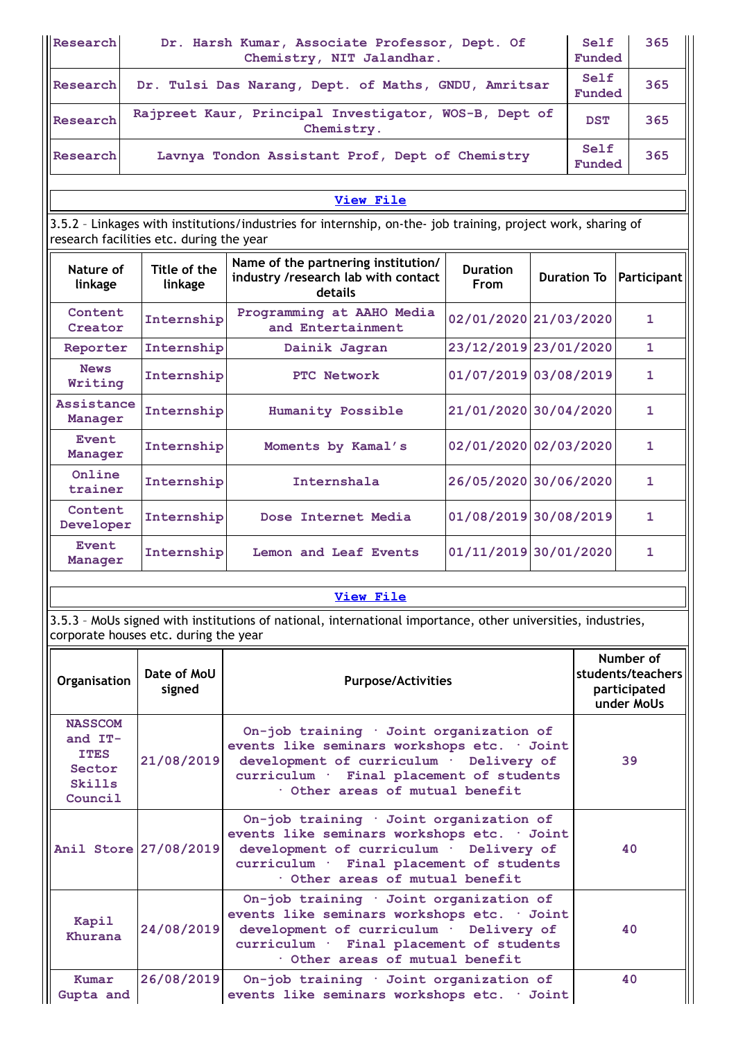| Research | Dr. Harsh Kumar, Associate Professor, Dept. Of Chemistry, NIT Jalandhar. | Self Funded | 365 |
|---|---|---|---|
| Research | Dr. Tulsi Das Narang, Dept. of Maths, GNDU, Amritsar | Self Funded | 365 |
| Research | Rajpreet Kaur, Principal Investigator, WOS-B, Dept of Chemistry. | DST | 365 |
| Research | Lavnya Tondon Assistant Prof, Dept of Chemistry | Self Funded | 365 |

View File

3.5.2 – Linkages with institutions/industries for internship, on-the- job training, project work, sharing of research facilities etc. during the year

| Nature of linkage | Title of the linkage | Name of the partnering institution/ industry /research lab with contact details | Duration From | Duration To | Participant |
|---|---|---|---|---|---|
| Content Creator | Internship | Programming at AAHO Media and Entertainment | 02/01/2020 | 21/03/2020 | 1 |
| Reporter | Internship | Dainik Jagran | 23/12/2019 | 23/01/2020 | 1 |
| News Writing | Internship | PTC Network | 01/07/2019 | 03/08/2019 | 1 |
| Assistance Manager | Internship | Humanity Possible | 21/01/2020 | 30/04/2020 | 1 |
| Event Manager | Internship | Moments by Kamal's | 02/01/2020 | 02/03/2020 | 1 |
| Online trainer | Internship | Internshala | 26/05/2020 | 30/06/2020 | 1 |
| Content Developer | Internship | Dose Internet Media | 01/08/2019 | 30/08/2019 | 1 |
| Event Manager | Internship | Lemon and Leaf Events | 01/11/2019 | 30/01/2020 | 1 |

View File

3.5.3 – MoUs signed with institutions of national, international importance, other universities, industries, corporate houses etc. during the year

| Organisation | Date of MoU signed | Purpose/Activities | Number of students/teachers participated under MoUs |
|---|---|---|---|
| NASSCOM and IT-ITES Sector Skills Council | 21/08/2019 | On-job training · Joint organization of events like seminars workshops etc. · Joint development of curriculum · Delivery of curriculum · Final placement of students · Other areas of mutual benefit | 39 |
| Anil Store | 27/08/2019 | On-job training · Joint organization of events like seminars workshops etc. · Joint development of curriculum · Delivery of curriculum · Final placement of students · Other areas of mutual benefit | 40 |
| Kapil Khurana | 24/08/2019 | On-job training · Joint organization of events like seminars workshops etc. · Joint development of curriculum · Delivery of curriculum · Final placement of students · Other areas of mutual benefit | 40 |
| Kumar Gupta and | 26/08/2019 | On-job training · Joint organization of events like seminars workshops etc. · Joint | 40 |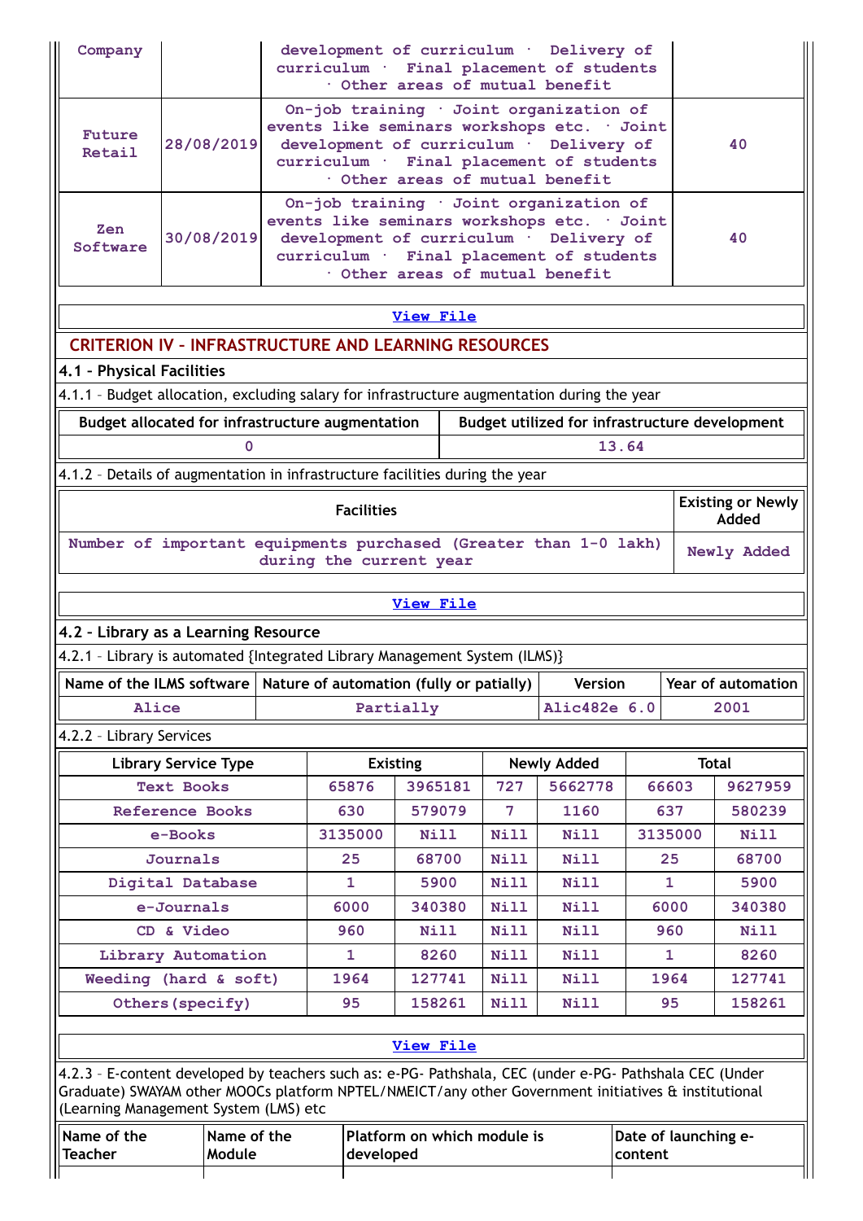| | | | |
|---|---|---|---|
| Company | | development of curriculum · Delivery of curriculum · Final placement of students · Other areas of mutual benefit | |
| Future Retail | 28/08/2019 | On-job training · Joint organization of events like seminars workshops etc. · Joint development of curriculum · Delivery of curriculum · Final placement of students · Other areas of mutual benefit | 40 |
| Zen Software | 30/08/2019 | On-job training · Joint organization of events like seminars workshops etc. · Joint development of curriculum · Delivery of curriculum · Final placement of students · Other areas of mutual benefit | 40 |

[View File]

## CRITERION IV – INFRASTRUCTURE AND LEARNING RESOURCES

### 4.1 – Physical Facilities

4.1.1 – Budget allocation, excluding salary for infrastructure augmentation during the year

| Budget allocated for infrastructure augmentation | Budget utilized for infrastructure development |
|---|---|
| 0 | 13.64 |

4.1.2 – Details of augmentation in infrastructure facilities during the year

| Facilities | Existing or Newly Added |
|---|---|
| Number of important equipments purchased (Greater than 1-0 lakh) during the current year | Newly Added |

[View File]

### 4.2 – Library as a Learning Resource

4.2.1 – Library is automated {Integrated Library Management System (ILMS)}

| Name of the ILMS software | Nature of automation (fully or patially) | Version | Year of automation |
|---|---|---|---|
| Alice | Partially | Alic482e 6.0 | 2001 |

4.2.2 – Library Services

| Library Service Type | Existing | | Newly Added | | Total | |
|---|---|---|---|---|---|---|
| Text Books | 65876 | 3965181 | 727 | 5662778 | 66603 | 9627959 |
| Reference Books | 630 | 579079 | 7 | 1160 | 637 | 580239 |
| e-Books | 3135000 | Nill | Nill | Nill | 3135000 | Nill |
| Journals | 25 | 68700 | Nill | Nill | 25 | 68700 |
| Digital Database | 1 | 5900 | Nill | Nill | 1 | 5900 |
| e-Journals | 6000 | 340380 | Nill | Nill | 6000 | 340380 |
| CD & Video | 960 | Nill | Nill | Nill | 960 | Nill |
| Library Automation | 1 | 8260 | Nill | Nill | 1 | 8260 |
| Weeding (hard & soft) | 1964 | 127741 | Nill | Nill | 1964 | 127741 |
| Others(specify) | 95 | 158261 | Nill | Nill | 95 | 158261 |

[View File]

4.2.3 – E-content developed by teachers such as: e-PG- Pathshala, CEC (under e-PG- Pathshala CEC (Under Graduate) SWAYAM other MOOCs platform NPTEL/NMEICT/any other Government initiatives & institutional (Learning Management System (LMS) etc

| Name of the Teacher | Name of the Module | Platform on which module is developed | Date of launching e-content |
|---|---|---|---|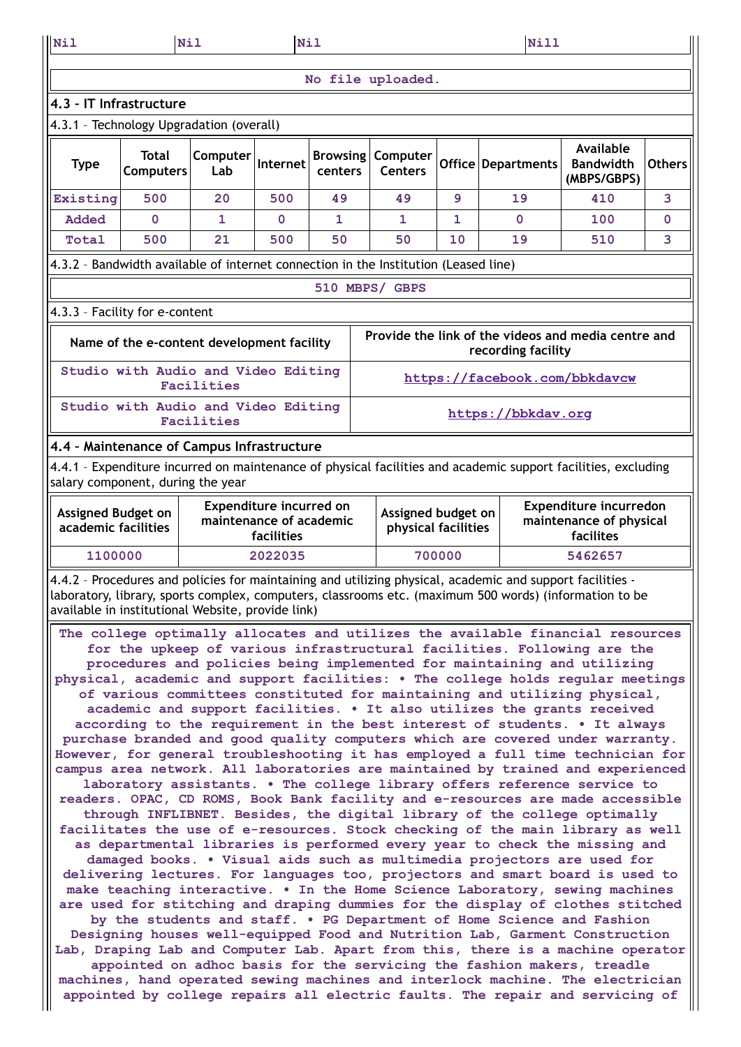| Nil | Nil | Nil | Nill |
|---|---|---|---|

No file uploaded.

### 4.3 - IT Infrastructure

4.3.1 – Technology Upgradation (overall)

| Type | Total Computers | Computer Lab | Internet | Browsing centers | Computer Centers | Office | Departments | Available Bandwidth (MBPS/GBPS) | Others |
|---|---|---|---|---|---|---|---|---|---|
| Existing | 500 | 20 | 500 | 49 | 49 | 9 | 19 | 410 | 3 |
| Added | 0 | 1 | 0 | 1 | 1 | 1 | 0 | 100 | 0 |
| Total | 500 | 21 | 500 | 50 | 50 | 10 | 19 | 510 | 3 |

4.3.2 – Bandwidth available of internet connection in the Institution (Leased line)

510 MBPS/ GBPS

4.3.3 – Facility for e-content

| Name of the e-content development facility | Provide the link of the videos and media centre and recording facility |
|---|---|
| Studio with Audio and Video Editing Facilities | https://facebook.com/bbkdavcw |
| Studio with Audio and Video Editing Facilities | https://bbkdav.org |

### 4.4 - Maintenance of Campus Infrastructure

4.4.1 – Expenditure incurred on maintenance of physical facilities and academic support facilities, excluding salary component, during the year

| Assigned Budget on academic facilities | Expenditure incurred on maintenance of academic facilities | Assigned budget on physical facilities | Expenditure incurredon maintenance of physical facilites |
|---|---|---|---|
| 1100000 | 2022035 | 700000 | 5462657 |

4.4.2 – Procedures and policies for maintaining and utilizing physical, academic and support facilities - laboratory, library, sports complex, computers, classrooms etc. (maximum 500 words) (information to be available in institutional Website, provide link)

The college optimally allocates and utilizes the available financial resources for the upkeep of various infrastructural facilities. Following are the procedures and policies being implemented for maintaining and utilizing physical, academic and support facilities: • The college holds regular meetings of various committees constituted for maintaining and utilizing physical, academic and support facilities. • It also utilizes the grants received according to the requirement in the best interest of students. • It always purchase branded and good quality computers which are covered under warranty. However, for general troubleshooting it has employed a full time technician for campus area network. All laboratories are maintained by trained and experienced laboratory assistants. • The college library offers reference service to readers. OPAC, CD ROMS, Book Bank facility and e-resources are made accessible through INFLIBNET. Besides, the digital library of the college optimally facilitates the use of e-resources. Stock checking of the main library as well as departmental libraries is performed every year to check the missing and damaged books. • Visual aids such as multimedia projectors are used for delivering lectures. For languages too, projectors and smart board is used to make teaching interactive. • In the Home Science Laboratory, sewing machines are used for stitching and draping dummies for the display of clothes stitched by the students and staff. • PG Department of Home Science and Fashion Designing houses well-equipped Food and Nutrition Lab, Garment Construction Lab, Draping Lab and Computer Lab. Apart from this, there is a machine operator appointed on adhoc basis for the servicing the fashion makers, treadle machines, hand operated sewing machines and interlock machine. The electrician appointed by college repairs all electric faults. The repair and servicing of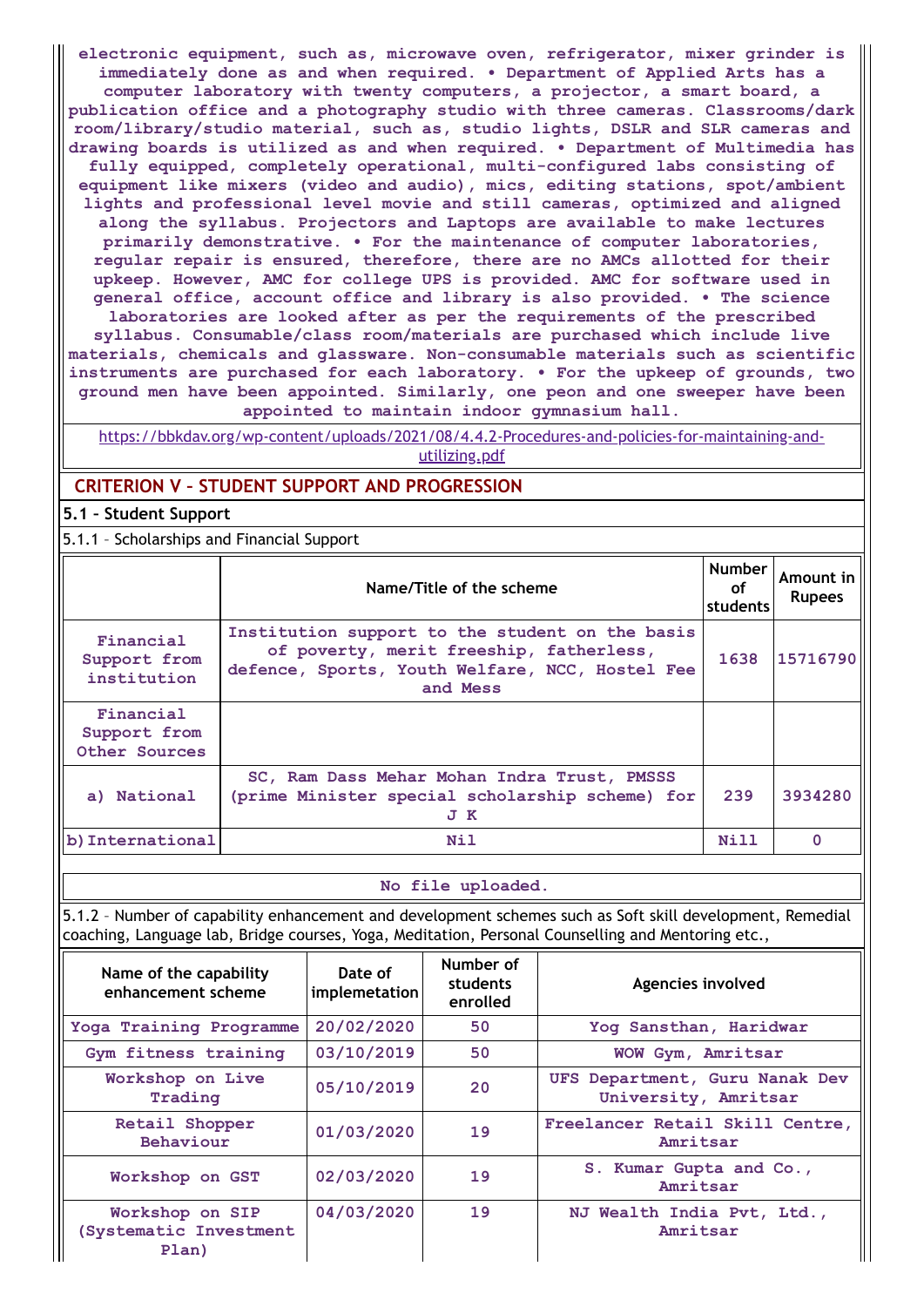electronic equipment, such as, microwave oven, refrigerator, mixer grinder is immediately done as and when required. • Department of Applied Arts has a computer laboratory with twenty computers, a projector, a smart board, a publication office and a photography studio with three cameras. Classrooms/dark room/library/studio material, such as, studio lights, DSLR and SLR cameras and drawing boards is utilized as and when required. • Department of Multimedia has fully equipped, completely operational, multi-configured labs consisting of equipment like mixers (video and audio), mics, editing stations, spot/ambient lights and professional level movie and still cameras, optimized and aligned along the syllabus. Projectors and Laptops are available to make lectures primarily demonstrative. • For the maintenance of computer laboratories, regular repair is ensured, therefore, there are no AMCs allotted for their upkeep. However, AMC for college UPS is provided. AMC for software used in general office, account office and library is also provided. • The science laboratories are looked after as per the requirements of the prescribed syllabus. Consumable/class room/materials are purchased which include live materials, chemicals and glassware. Non-consumable materials such as scientific instruments are purchased for each laboratory. • For the upkeep of grounds, two ground men have been appointed. Similarly, one peon and one sweeper have been appointed to maintain indoor gymnasium hall.

https://bbkdav.org/wp-content/uploads/2021/08/4.4.2-Procedures-and-policies-for-maintaining-and-utilizing.pdf

## CRITERION V – STUDENT SUPPORT AND PROGRESSION

### 5.1 – Student Support

5.1.1 – Scholarships and Financial Support

| | Name/Title of the scheme | Number of students | Amount in Rupees |
|---|---|---|---|
| Financial Support from institution | Institution support to the student on the basis of poverty, merit freeship, fatherless, defence, Sports, Youth Welfare, NCC, Hostel Fee and Mess | 1638 | 15716790 |
| Financial Support from Other Sources | | | |
| a) National | SC, Ram Dass Mehar Mohan Indra Trust, PMSSS (prime Minister special scholarship scheme) for J K | 239 | 3934280 |
| b) International | Nil | Nill | 0 |

No file uploaded.

5.1.2 – Number of capability enhancement and development schemes such as Soft skill development, Remedial coaching, Language lab, Bridge courses, Yoga, Meditation, Personal Counselling and Mentoring etc.,

| Name of the capability enhancement scheme | Date of implemetation | Number of students enrolled | Agencies involved |
|---|---|---|---|
| Yoga Training Programme | 20/02/2020 | 50 | Yog Sansthan, Haridwar |
| Gym fitness training | 03/10/2019 | 50 | WOW Gym, Amritsar |
| Workshop on Live Trading | 05/10/2019 | 20 | UFS Department, Guru Nanak Dev University, Amritsar |
| Retail Shopper Behaviour | 01/03/2020 | 19 | Freelancer Retail Skill Centre, Amritsar |
| Workshop on GST | 02/03/2020 | 19 | S. Kumar Gupta and Co., Amritsar |
| Workshop on SIP (Systematic Investment Plan) | 04/03/2020 | 19 | NJ Wealth India Pvt, Ltd., Amritsar |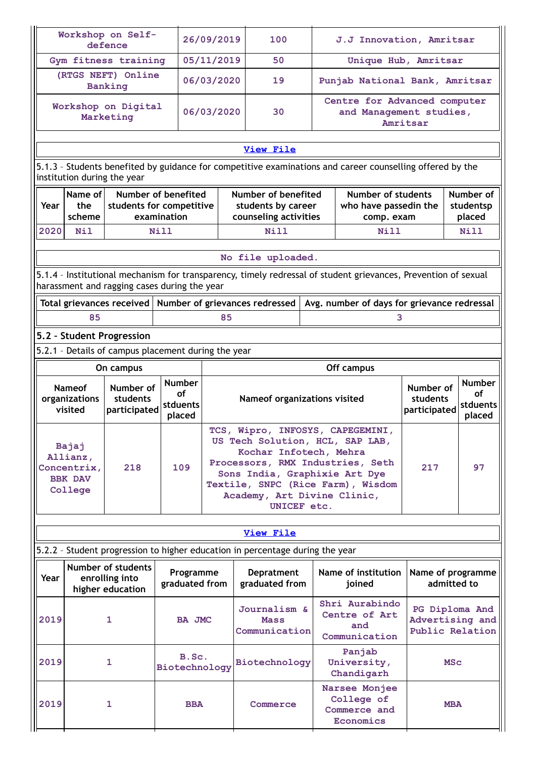| Workshop on Self-defence | 26/09/2019 | 100 | J.J Innovation, Amritsar |
|---|---|---|---|
| Gym fitness training | 05/11/2019 | 50 | Unique Hub, Amritsar |
| (RTGS NEFT) Online Banking | 06/03/2020 | 19 | Punjab National Bank, Amritsar |
| Workshop on Digital Marketing | 06/03/2020 | 30 | Centre for Advanced computer and Management studies, Amritsar |

View File

5.1.3 – Students benefited by guidance for competitive examinations and career counselling offered by the institution during the year

| Year | Name of the scheme | Number of benefited students for competitive examination | Number of benefited students by career counseling activities | Number of students who have passedin the comp. exam | Number of studentsp placed |
|---|---|---|---|---|---|
| 2020 | Nil | Nill | Nill | Nill | Nill |

No file uploaded.

5.1.4 – Institutional mechanism for transparency, timely redressal of student grievances, Prevention of sexual harassment and ragging cases during the year

| Total grievances received | Number of grievances redressed | Avg. number of days for grievance redressal |
|---|---|---|
| 85 | 85 | 3 |

## 5.2 – Student Progression

5.2.1 – Details of campus placement during the year

| On campus | | | Off campus | | |
|---|---|---|---|---|---|
| Nameof organizations visited | Number of students participated | Number of stduents placed | Nameof organizations visited | Number of students participated | Number of stduents placed |
| Bajaj Allianz, Concentrix, BBK DAV College | 218 | 109 | TCS, Wipro, INFOSYS, CAPEGEMINI, US Tech Solution, HCL, SAP LAB, Kochar Infotech, Mehra Processors, RMX Industries, Seth Sons India, Graphixie Art Dye Textile, SNPC (Rice Farm), Wisdom Academy, Art Divine Clinic, UNICEF etc. | 217 | 97 |

View File

5.2.2 – Student progression to higher education in percentage during the year

| Year | Number of students enrolling into higher education | Programme graduated from | Depratment graduated from | Name of institution joined | Name of programme admitted to |
|---|---|---|---|---|---|
| 2019 | 1 | BA JMC | Journalism & Mass Communication | Shri Aurabindo Centre of Art and Communication | PG Diploma And Advertising and Public Relation |
| 2019 | 1 | B.Sc. Biotechnology | Biotechnology | Panjab University, Chandigarh | MSc |
| 2019 | 1 | BBA | Commerce | Narsee Monjee College of Commerce and Economics | MBA |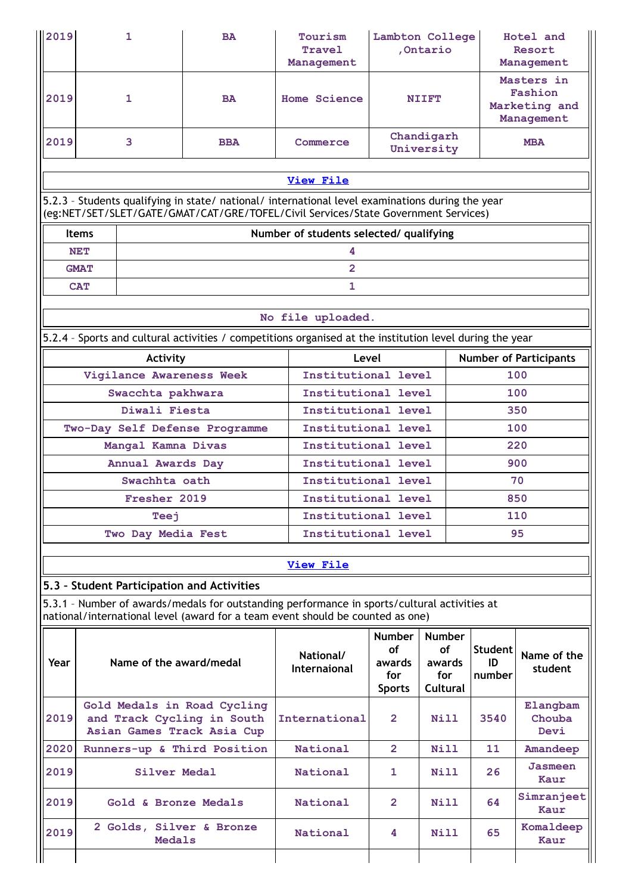| 2019 | 1 | BA | Tourism Travel Management | Lambton College ,Ontario | Hotel and Resort Management |
|---|---|---|---|---|---|
| 2019 | 1 | BA | Home Science | NIIFT | Masters in Fashion Marketing and Management |
| 2019 | 3 | BBA | Commerce | Chandigarh University | MBA |

View File

5.2.3 – Students qualifying in state/ national/ international level examinations during the year (eg:NET/SET/SLET/GATE/GMAT/CAT/GRE/TOFEL/Civil Services/State Government Services)

| Items | Number of students selected/ qualifying |
|---|---|
| NET | 4 |
| GMAT | 2 |
| CAT | 1 |

No file uploaded.

5.2.4 – Sports and cultural activities / competitions organised at the institution level during the year

| Activity | Level | Number of Participants |
|---|---|---|
| Vigilance Awareness Week | Institutional level | 100 |
| Swacchta pakhwara | Institutional level | 100 |
| Diwali Fiesta | Institutional level | 350 |
| Two-Day Self Defense Programme | Institutional level | 100 |
| Mangal Kamna Divas | Institutional level | 220 |
| Annual Awards Day | Institutional level | 900 |
| Swachhta oath | Institutional level | 70 |
| Fresher 2019 | Institutional level | 850 |
| Teej | Institutional level | 110 |
| Two Day Media Fest | Institutional level | 95 |

View File

## 5.3 – Student Participation and Activities

5.3.1 – Number of awards/medals for outstanding performance in sports/cultural activities at national/international level (award for a team event should be counted as one)

| Year | Name of the award/medal | National/ Internaional | Number of awards for Sports | Number of awards for Cultural | Student ID number | Name of the student |
|---|---|---|---|---|---|---|
| 2019 | Gold Medals in Road Cycling and Track Cycling in South Asian Games Track Asia Cup | International | 2 | Nill | 3540 | Elangbam Chouba Devi |
| 2020 | Runners-up & Third Position | National | 2 | Nill | 11 | Amandeep |
| 2019 | Silver Medal | National | 1 | Nill | 26 | Jasmeen Kaur |
| 2019 | Gold & Bronze Medals | National | 2 | Nill | 64 | Simranjeet Kaur |
| 2019 | 2 Golds, Silver & Bronze Medals | National | 4 | Nill | 65 | Komaldeep Kaur |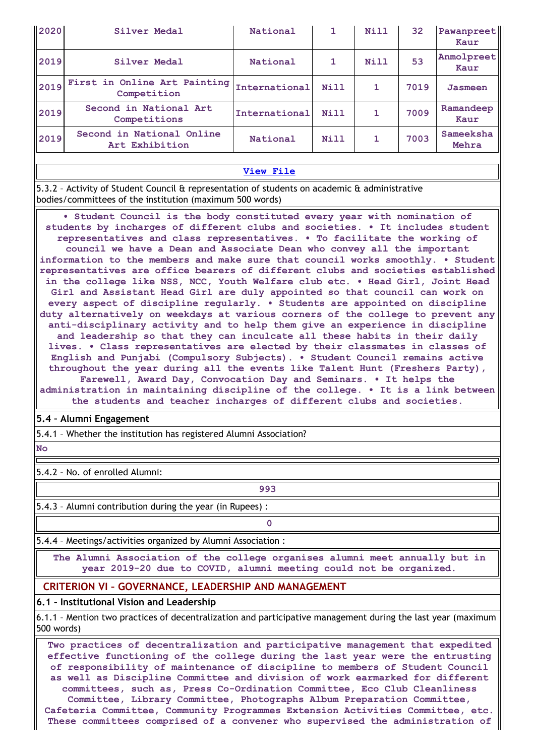| 2020 | Silver Medal | National | 1 | Nill | 32 | Pawanpreet Kaur |
|---|---|---|---|---|---|---|
| 2019 | Silver Medal | National | 1 | Nill | 53 | Anmolpreet Kaur |
| 2019 | First in Online Art Painting Competition | International | Nill | 1 | 7019 | Jasmeen |
| 2019 | Second in National Art Competitions | International | Nill | 1 | 7009 | Ramandeep Kaur |
| 2019 | Second in National Online Art Exhibition | National | Nill | 1 | 7003 | Sameeksha Mehra |

[View File]

5.3.2 – Activity of Student Council & representation of students on academic & administrative bodies/committees of the institution (maximum 500 words)

• Student Council is the body constituted every year with nomination of students by incharges of different clubs and societies. • It includes student representatives and class representatives. • To facilitate the working of council we have a Dean and Associate Dean who convey all the important information to the members and make sure that council works smoothly. • Student representatives are office bearers of different clubs and societies established in the college like NSS, NCC, Youth Welfare club etc. • Head Girl, Joint Head Girl and Assistant Head Girl are duly appointed so that council can work on every aspect of discipline regularly. • Students are appointed on discipline duty alternatively on weekdays at various corners of the college to prevent any anti-disciplinary activity and to help them give an experience in discipline and leadership so that they can inculcate all these habits in their daily lives. • Class representatives are elected by their classmates in classes of English and Punjabi (Compulsory Subjects). • Student Council remains active throughout the year during all the events like Talent Hunt (Freshers Party), Farewell, Award Day, Convocation Day and Seminars. • It helps the administration in maintaining discipline of the college. • It is a link between the students and teacher incharges of different clubs and societies.

**5.4 – Alumni Engagement**

5.4.1 – Whether the institution has registered Alumni Association?

No

5.4.2 – No. of enrolled Alumni:

993

5.4.3 – Alumni contribution during the year (in Rupees) :

0

5.4.4 – Meetings/activities organized by Alumni Association :

The Alumni Association of the college organises alumni meet annually but in year 2019-20 due to COVID, alumni meeting could not be organized.

## CRITERION VI – GOVERNANCE, LEADERSHIP AND MANAGEMENT

**6.1 – Institutional Vision and Leadership**

6.1.1 – Mention two practices of decentralization and participative management during the last year (maximum 500 words)

Two practices of decentralization and participative management that expedited effective functioning of the college during the last year were the entrusting of responsibility of maintenance of discipline to members of Student Council as well as Discipline Committee and division of work earmarked for different committees, such as, Press Co-Ordination Committee, Eco Club Cleanliness Committee, Library Committee, Photographs Album Preparation Committee, Cafeteria Committee, Community Programmes Extension Activities Committee, etc. These committees comprised of a convener who supervised the administration of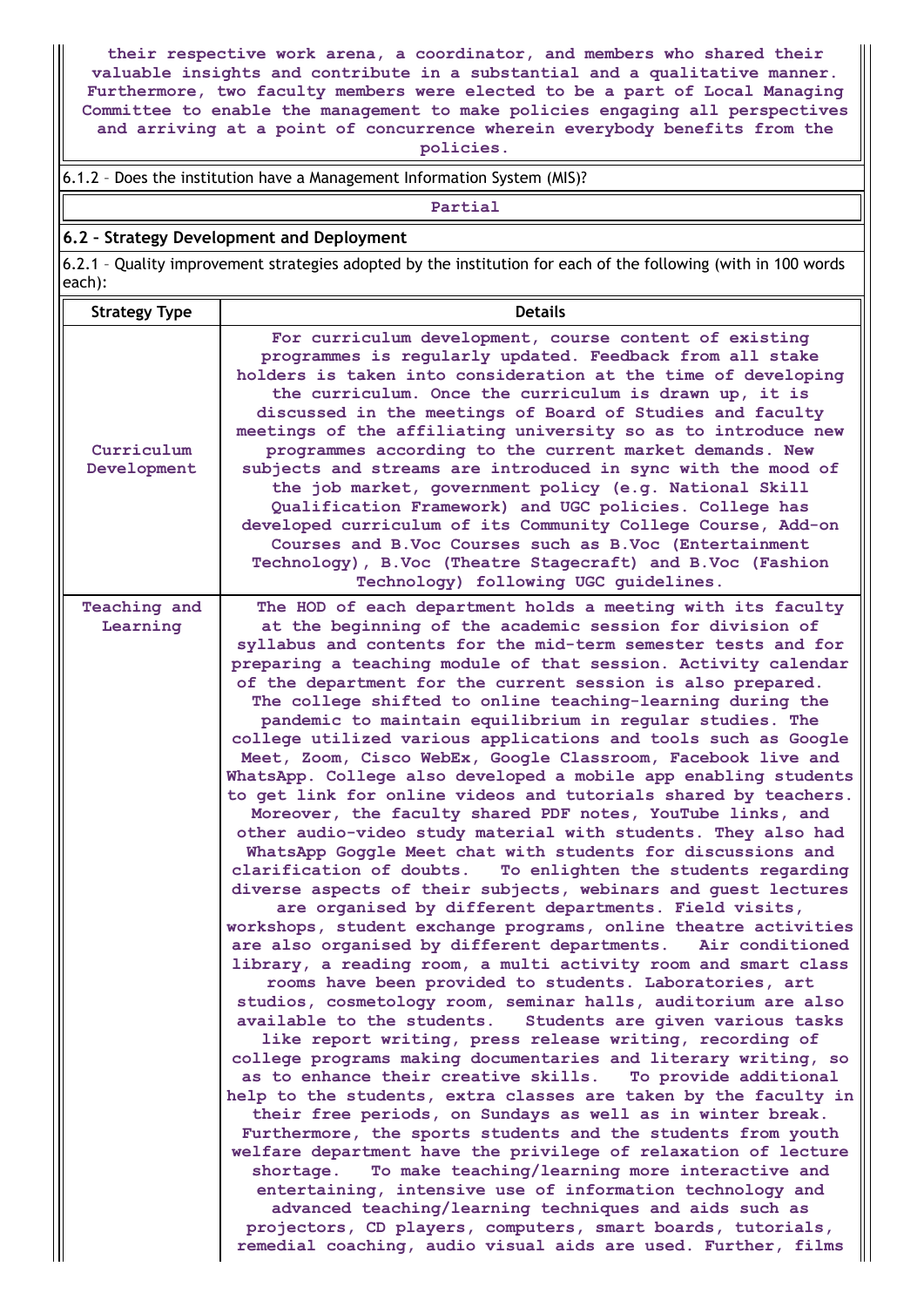their respective work arena, a coordinator, and members who shared their valuable insights and contribute in a substantial and a qualitative manner. Furthermore, two faculty members were elected to be a part of Local Managing Committee to enable the management to make policies engaging all perspectives and arriving at a point of concurrence wherein everybody benefits from the policies.

6.1.2 – Does the institution have a Management Information System (MIS)?

Partial

## 6.2 – Strategy Development and Deployment

6.2.1 – Quality improvement strategies adopted by the institution for each of the following (with in 100 words each):

| Strategy Type | Details |
|---|---|
| Curriculum Development | For curriculum development, course content of existing programmes is regularly updated. Feedback from all stake holders is taken into consideration at the time of developing the curriculum. Once the curriculum is drawn up, it is discussed in the meetings of Board of Studies and faculty meetings of the affiliating university so as to introduce new programmes according to the current market demands. New subjects and streams are introduced in sync with the mood of the job market, government policy (e.g. National Skill Qualification Framework) and UGC policies. College has developed curriculum of its Community College Course, Add-on Courses and B.Voc Courses such as B.Voc (Entertainment Technology), B.Voc (Theatre Stagecraft) and B.Voc (Fashion Technology) following UGC guidelines. |
| Teaching and Learning | The HOD of each department holds a meeting with its faculty at the beginning of the academic session for division of syllabus and contents for the mid-term semester tests and for preparing a teaching module of that session. Activity calendar of the department for the current session is also prepared. The college shifted to online teaching-learning during the pandemic to maintain equilibrium in regular studies. The college utilized various applications and tools such as Google Meet, Zoom, Cisco WebEx, Google Classroom, Facebook live and WhatsApp. College also developed a mobile app enabling students to get link for online videos and tutorials shared by teachers. Moreover, the faculty shared PDF notes, YouTube links, and other audio-video study material with students. They also had WhatsApp Goggle Meet chat with students for discussions and clarification of doubts. To enlighten the students regarding diverse aspects of their subjects, webinars and guest lectures are organised by different departments. Field visits, workshops, student exchange programs, online theatre activities are also organised by different departments. Air conditioned library, a reading room, a multi activity room and smart class rooms have been provided to students. Laboratories, art studios, cosmetology room, seminar halls, auditorium are also available to the students. Students are given various tasks like report writing, press release writing, recording of college programs making documentaries and literary writing, so as to enhance their creative skills. To provide additional help to the students, extra classes are taken by the faculty in their free periods, on Sundays as well as in winter break. Furthermore, the sports students and the students from youth welfare department have the privilege of relaxation of lecture shortage. To make teaching/learning more interactive and entertaining, intensive use of information technology and advanced teaching/learning techniques and aids such as projectors, CD players, computers, smart boards, tutorials, remedial coaching, audio visual aids are used. Further, films |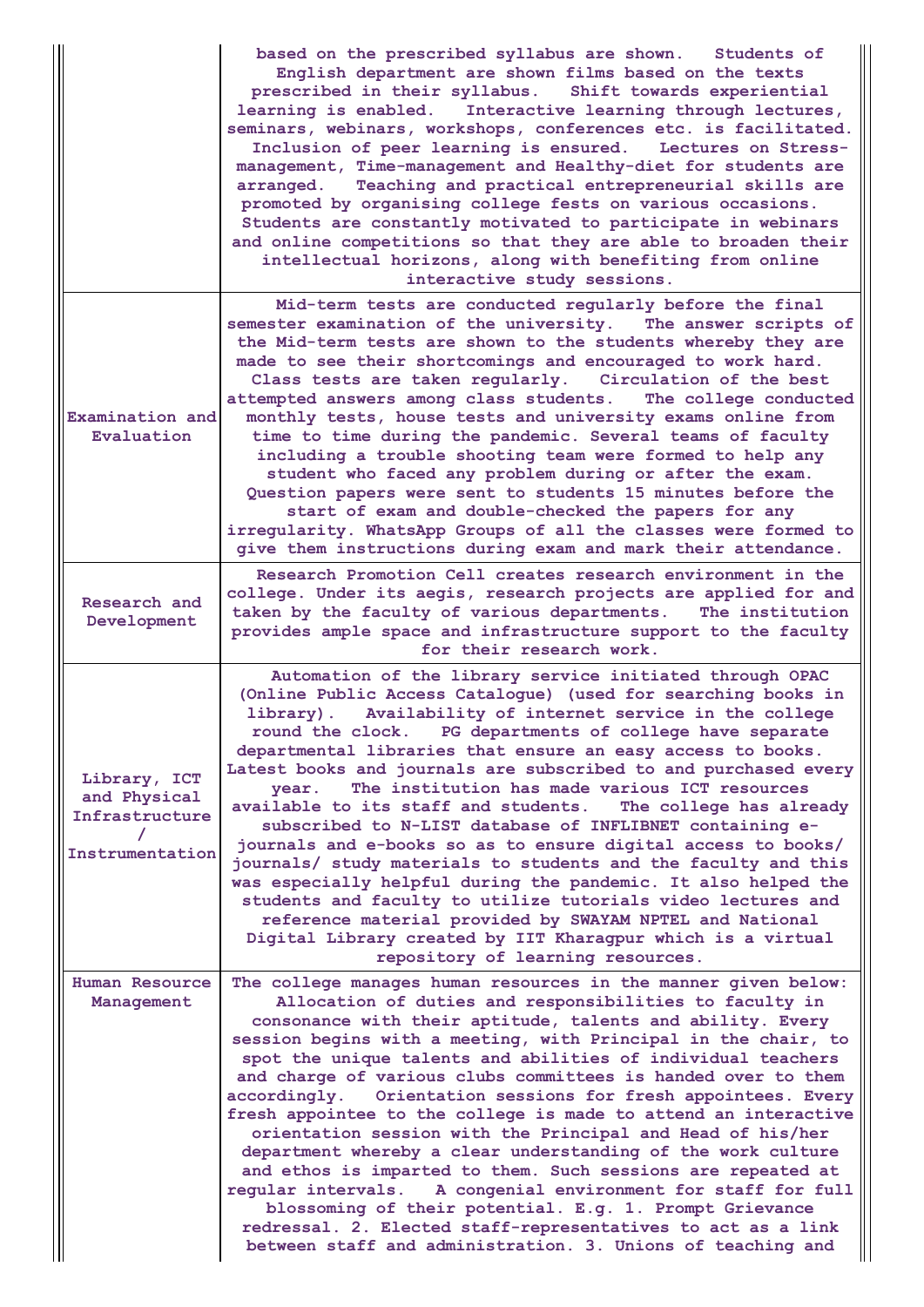|  |  |
|---|---|
|  | based on the prescribed syllabus are shown. Students of English department are shown films based on the texts prescribed in their syllabus. Shift towards experiential learning is enabled. Interactive learning through lectures, seminars, webinars, workshops, conferences etc. is facilitated. Inclusion of peer learning is ensured. Lectures on Stress-management, Time-management and Healthy-diet for students are arranged. Teaching and practical entrepreneurial skills are promoted by organising college fests on various occasions. Students are constantly motivated to participate in webinars and online competitions so that they are able to broaden their intellectual horizons, along with benefiting from online interactive study sessions. |
| Examination and Evaluation | Mid-term tests are conducted regularly before the final semester examination of the university. The answer scripts of the Mid-term tests are shown to the students whereby they are made to see their shortcomings and encouraged to work hard. Class tests are taken regularly. Circulation of the best attempted answers among class students. The college conducted monthly tests, house tests and university exams online from time to time during the pandemic. Several teams of faculty including a trouble shooting team were formed to help any student who faced any problem during or after the exam. Question papers were sent to students 15 minutes before the start of exam and double-checked the papers for any irregularity. WhatsApp Groups of all the classes were formed to give them instructions during exam and mark their attendance. |
| Research and Development | Research Promotion Cell creates research environment in the college. Under its aegis, research projects are applied for and taken by the faculty of various departments. The institution provides ample space and infrastructure support to the faculty for their research work. |
| Library, ICT and Physical Infrastructure / Instrumentation | Automation of the library service initiated through OPAC (Online Public Access Catalogue) (used for searching books in library). Availability of internet service in the college round the clock. PG departments of college have separate departmental libraries that ensure an easy access to books. Latest books and journals are subscribed to and purchased every year. The institution has made various ICT resources available to its staff and students. The college has already subscribed to N-LIST database of INFLIBNET containing e-journals and e-books so as to ensure digital access to books/ journals/ study materials to students and the faculty and this was especially helpful during the pandemic. It also helped the students and faculty to utilize tutorials video lectures and reference material provided by SWAYAM NPTEL and National Digital Library created by IIT Kharagpur which is a virtual repository of learning resources. |
| Human Resource Management | The college manages human resources in the manner given below: Allocation of duties and responsibilities to faculty in consonance with their aptitude, talents and ability. Every session begins with a meeting, with Principal in the chair, to spot the unique talents and abilities of individual teachers and charge of various clubs committees is handed over to them accordingly. Orientation sessions for fresh appointees. Every fresh appointee to the college is made to attend an interactive orientation session with the Principal and Head of his/her department whereby a clear understanding of the work culture and ethos is imparted to them. Such sessions are repeated at regular intervals. A congenial environment for staff for full blossoming of their potential. E.g. 1. Prompt Grievance redressal. 2. Elected staff-representatives to act as a link between staff and administration. 3. Unions of teaching and |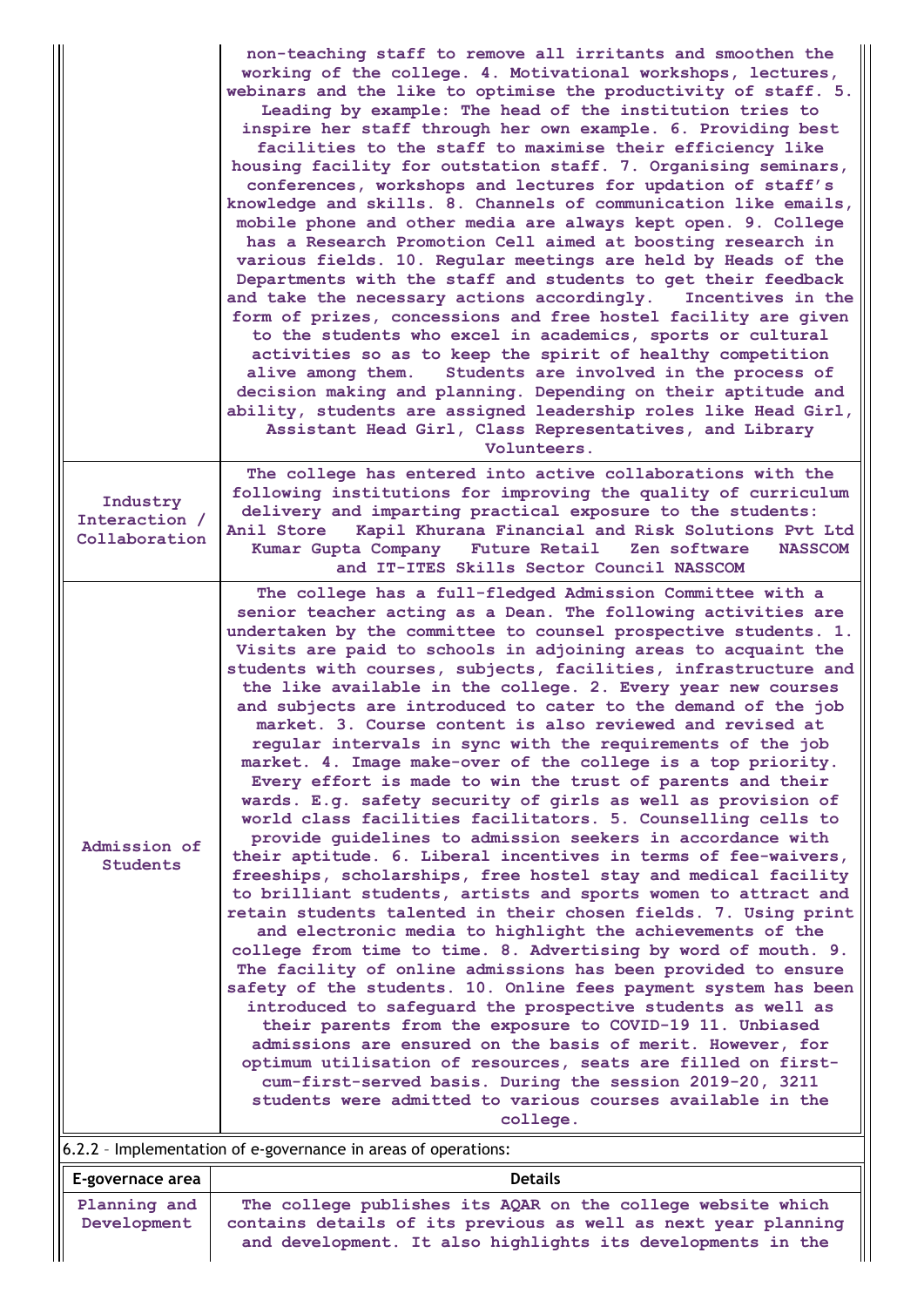| | |
|---|---|
| | non-teaching staff to remove all irritants and smoothen the working of the college. 4. Motivational workshops, lectures, webinars and the like to optimise the productivity of staff. 5. Leading by example: The head of the institution tries to inspire her staff through her own example. 6. Providing best facilities to the staff to maximise their efficiency like housing facility for outstation staff. 7. Organising seminars, conferences, workshops and lectures for updation of staff's knowledge and skills. 8. Channels of communication like emails, mobile phone and other media are always kept open. 9. College has a Research Promotion Cell aimed at boosting research in various fields. 10. Regular meetings are held by Heads of the Departments with the staff and students to get their feedback and take the necessary actions accordingly. Incentives in the form of prizes, concessions and free hostel facility are given to the students who excel in academics, sports or cultural activities so as to keep the spirit of healthy competition alive among them. Students are involved in the process of decision making and planning. Depending on their aptitude and ability, students are assigned leadership roles like Head Girl, Assistant Head Girl, Class Representatives, and Library Volunteers. |
| Industry Interaction / Collaboration | The college has entered into active collaborations with the following institutions for improving the quality of curriculum delivery and imparting practical exposure to the students: Anil Store Kapil Khurana Financial and Risk Solutions Pvt Ltd Kumar Gupta Company Future Retail Zen software NASSCOM and IT-ITES Skills Sector Council NASSCOM |
| Admission of Students | The college has a full-fledged Admission Committee with a senior teacher acting as a Dean. The following activities are undertaken by the committee to counsel prospective students. 1. Visits are paid to schools in adjoining areas to acquaint the students with courses, subjects, facilities, infrastructure and the like available in the college. 2. Every year new courses and subjects are introduced to cater to the demand of the job market. 3. Course content is also reviewed and revised at regular intervals in sync with the requirements of the job market. 4. Image make-over of the college is a top priority. Every effort is made to win the trust of parents and their wards. E.g. safety security of girls as well as provision of world class facilities facilitators. 5. Counselling cells to provide guidelines to admission seekers in accordance with their aptitude. 6. Liberal incentives in terms of fee-waivers, freeships, scholarships, free hostel stay and medical facility to brilliant students, artists and sports women to attract and retain students talented in their chosen fields. 7. Using print and electronic media to highlight the achievements of the college from time to time. 8. Advertising by word of mouth. 9. The facility of online admissions has been provided to ensure safety of the students. 10. Online fees payment system has been introduced to safeguard the prospective students as well as their parents from the exposure to COVID-19 11. Unbiased admissions are ensured on the basis of merit. However, for optimum utilisation of resources, seats are filled on first-cum-first-served basis. During the session 2019-20, 3211 students were admitted to various courses available in the college. |

6.2.2 – Implementation of e-governance in areas of operations:

| E-governace area | Details |
|---|---|
| Planning and Development | The college publishes its AQAR on the college website which contains details of its previous as well as next year planning and development. It also highlights its developments in the |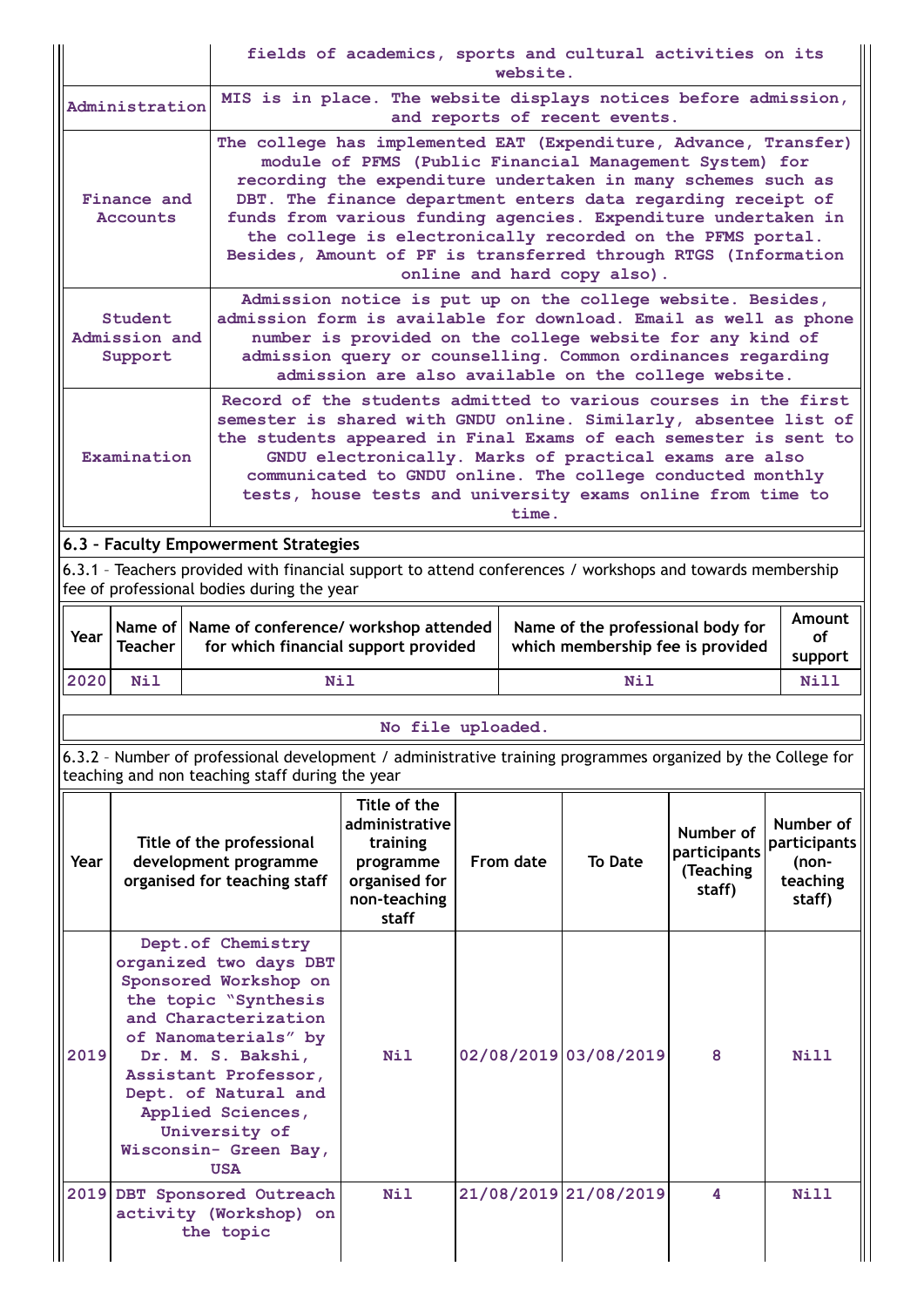| | |
|---|---|
| | fields of academics, sports and cultural activities on its website. |
| Administration | MIS is in place. The website displays notices before admission, and reports of recent events. |
| Finance and Accounts | The college has implemented EAT (Expenditure, Advance, Transfer) module of PFMS (Public Financial Management System) for recording the expenditure undertaken in many schemes such as DBT. The finance department enters data regarding receipt of funds from various funding agencies. Expenditure undertaken in the college is electronically recorded on the PFMS portal. Besides, Amount of PF is transferred through RTGS (Information online and hard copy also). |
| Student Admission and Support | Admission notice is put up on the college website. Besides, admission form is available for download. Email as well as phone number is provided on the college website for any kind of admission query or counselling. Common ordinances regarding admission are also available on the college website. |
| Examination | Record of the students admitted to various courses in the first semester is shared with GNDU online. Similarly, absentee list of the students appeared in Final Exams of each semester is sent to GNDU electronically. Marks of practical exams are also communicated to GNDU online. The college conducted monthly tests, house tests and university exams online from time to time. |

## 6.3 – Faculty Empowerment Strategies

6.3.1 – Teachers provided with financial support to attend conferences / workshops and towards membership fee of professional bodies during the year

| Year | Name of Teacher | Name of conference/ workshop attended for which financial support provided | Name of the professional body for which membership fee is provided | Amount of support |
|---|---|---|---|---|
| 2020 | Nil | Nil | Nil | Nill |

No file uploaded.

6.3.2 – Number of professional development / administrative training programmes organized by the College for teaching and non teaching staff during the year

| Year | Title of the professional development programme organised for teaching staff | Title of the administrative training programme organised for non-teaching staff | From date | To Date | Number of participants (Teaching staff) | Number of participants (non-teaching staff) |
|---|---|---|---|---|---|---|
| 2019 | Dept.of Chemistry organized two days DBT Sponsored Workshop on the topic "Synthesis and Characterization of Nanomaterials" by Dr. M. S. Bakshi, Assistant Professor, Dept. of Natural and Applied Sciences, University of Wisconsin- Green Bay, USA | Nil | 02/08/2019 | 03/08/2019 | 8 | Nill |
| 2019 | DBT Sponsored Outreach activity (Workshop) on the topic | Nil | 21/08/2019 | 21/08/2019 | 4 | Nill |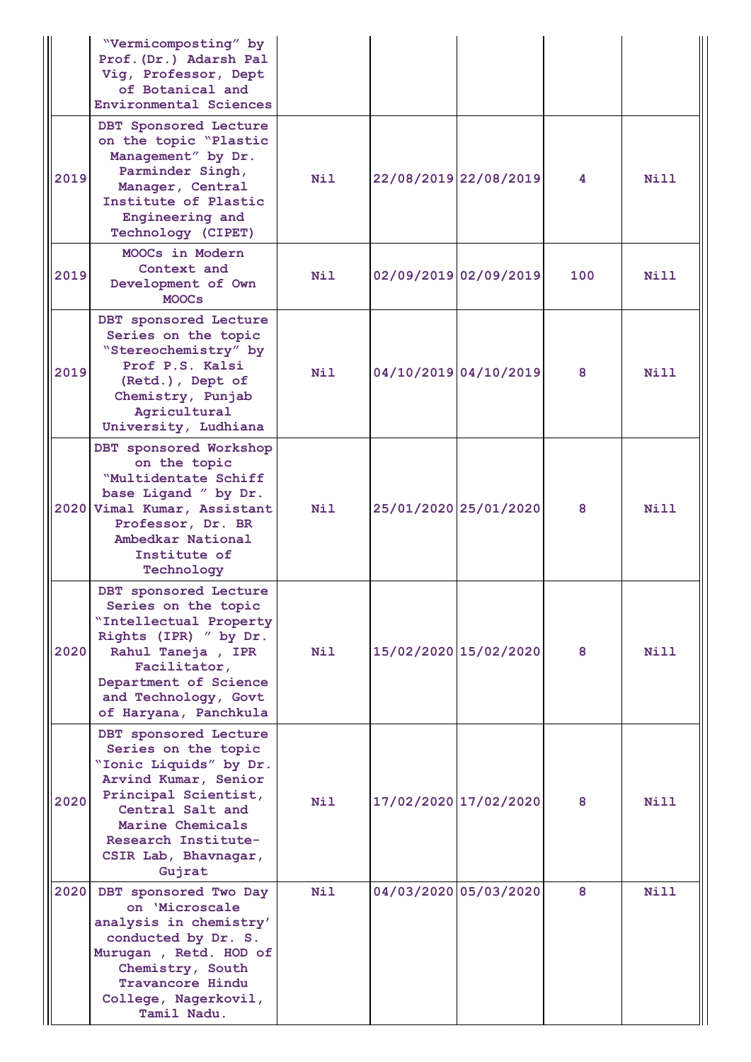|  |  |  |  |  |  |  |
|---|---|---|---|---|---|---|
|  | "Vermicomposting" by Prof.(Dr.) Adarsh Pal Vig, Professor, Dept of Botanical and Environmental Sciences |  |  |  |  |  |
| 2019 | DBT Sponsored Lecture on the topic "Plastic Management" by Dr. Parminder Singh, Manager, Central Institute of Plastic Engineering and Technology (CIPET) | Nil | 22/08/2019 | 22/08/2019 | 4 | Nill |
| 2019 | MOOCs in Modern Context and Development of Own MOOCs | Nil | 02/09/2019 | 02/09/2019 | 100 | Nill |
| 2019 | DBT sponsored Lecture Series on the topic "Stereochemistry" by Prof P.S. Kalsi (Retd.), Dept of Chemistry, Punjab Agricultural University, Ludhiana | Nil | 04/10/2019 | 04/10/2019 | 8 | Nill |
| 2020 | DBT sponsored Workshop on the topic "Multidentate Schiff base Ligand " by Dr. Vimal Kumar, Assistant Professor, Dr. BR Ambedkar National Institute of Technology | Nil | 25/01/2020 | 25/01/2020 | 8 | Nill |
| 2020 | DBT sponsored Lecture Series on the topic "Intellectual Property Rights (IPR) " by Dr. Rahul Taneja , IPR Facilitator, Department of Science and Technology, Govt of Haryana, Panchkula | Nil | 15/02/2020 | 15/02/2020 | 8 | Nill |
| 2020 | DBT sponsored Lecture Series on the topic "Ionic Liquids" by Dr. Arvind Kumar, Senior Principal Scientist, Central Salt and Marine Chemicals Research Institute- CSIR Lab, Bhavnagar, Gujrat | Nil | 17/02/2020 | 17/02/2020 | 8 | Nill |
| 2020 | DBT sponsored Two Day on 'Microscale analysis in chemistry' conducted by Dr. S. Murugan , Retd. HOD of Chemistry, South Travancore Hindu College, Nagerkovil, Tamil Nadu. | Nil | 04/03/2020 | 05/03/2020 | 8 | Nill |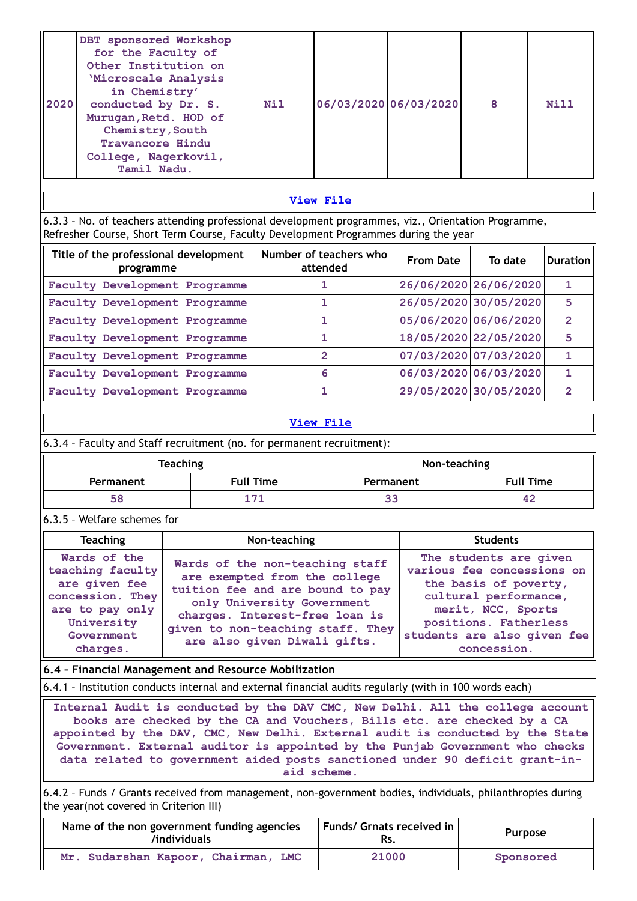| 2020 | DBT sponsored Workshop for the Faculty of Other Institution on 'Microscale Analysis in Chemistry' conducted by Dr. S. Murugan,Retd. HOD of Chemistry,South Travancore Hindu College, Nagerkovil, Tamil Nadu. | Nil | 06/03/2020 | 06/03/2020 | 8 | Nill |
|---|---|---|---|---|---|---|

View File

6.3.3 – No. of teachers attending professional development programmes, viz., Orientation Programme, Refresher Course, Short Term Course, Faculty Development Programmes during the year

| Title of the professional development programme | Number of teachers who attended | From Date | To date | Duration |
|---|---|---|---|---|
| Faculty Development Programme | 1 | 26/06/2020 | 26/06/2020 | 1 |
| Faculty Development Programme | 1 | 26/05/2020 | 30/05/2020 | 5 |
| Faculty Development Programme | 1 | 05/06/2020 | 06/06/2020 | 2 |
| Faculty Development Programme | 1 | 18/05/2020 | 22/05/2020 | 5 |
| Faculty Development Programme | 2 | 07/03/2020 | 07/03/2020 | 1 |
| Faculty Development Programme | 6 | 06/03/2020 | 06/03/2020 | 1 |
| Faculty Development Programme | 1 | 29/05/2020 | 30/05/2020 | 2 |

View File

6.3.4 – Faculty and Staff recruitment (no. for permanent recruitment):

| Teaching | | Non-teaching | |
|---|---|---|---|
| Permanent | Full Time | Permanent | Full Time |
| 58 | 171 | 33 | 42 |

6.3.5 – Welfare schemes for

| Teaching | Non-teaching | Students |
|---|---|---|
| Wards of the teaching faculty are given fee concession. They are to pay only University Government charges. | Wards of the non-teaching staff are exempted from the college tuition fee and are bound to pay only University Government charges. Interest-free loan is given to non-teaching staff. They are also given Diwali gifts. | The students are given various fee concessions on the basis of poverty, cultural performance, merit, NCC, Sports positions. Fatherless students are also given fee concession. |

## 6.4 – Financial Management and Resource Mobilization

6.4.1 – Institution conducts internal and external financial audits regularly (with in 100 words each)

Internal Audit is conducted by the DAV CMC, New Delhi. All the college account books are checked by the CA and Vouchers, Bills etc. are checked by a CA appointed by the DAV, CMC, New Delhi. External audit is conducted by the State Government. External auditor is appointed by the Punjab Government who checks data related to government aided posts sanctioned under 90 deficit grant-in-aid scheme.

6.4.2 – Funds / Grants received from management, non-government bodies, individuals, philanthropies during the year(not covered in Criterion III)

| Name of the non government funding agencies /individuals | Funds/ Grnats received in Rs. | Purpose |
|---|---|---|
| Mr. Sudarshan Kapoor, Chairman, LMC | 21000 | Sponsored |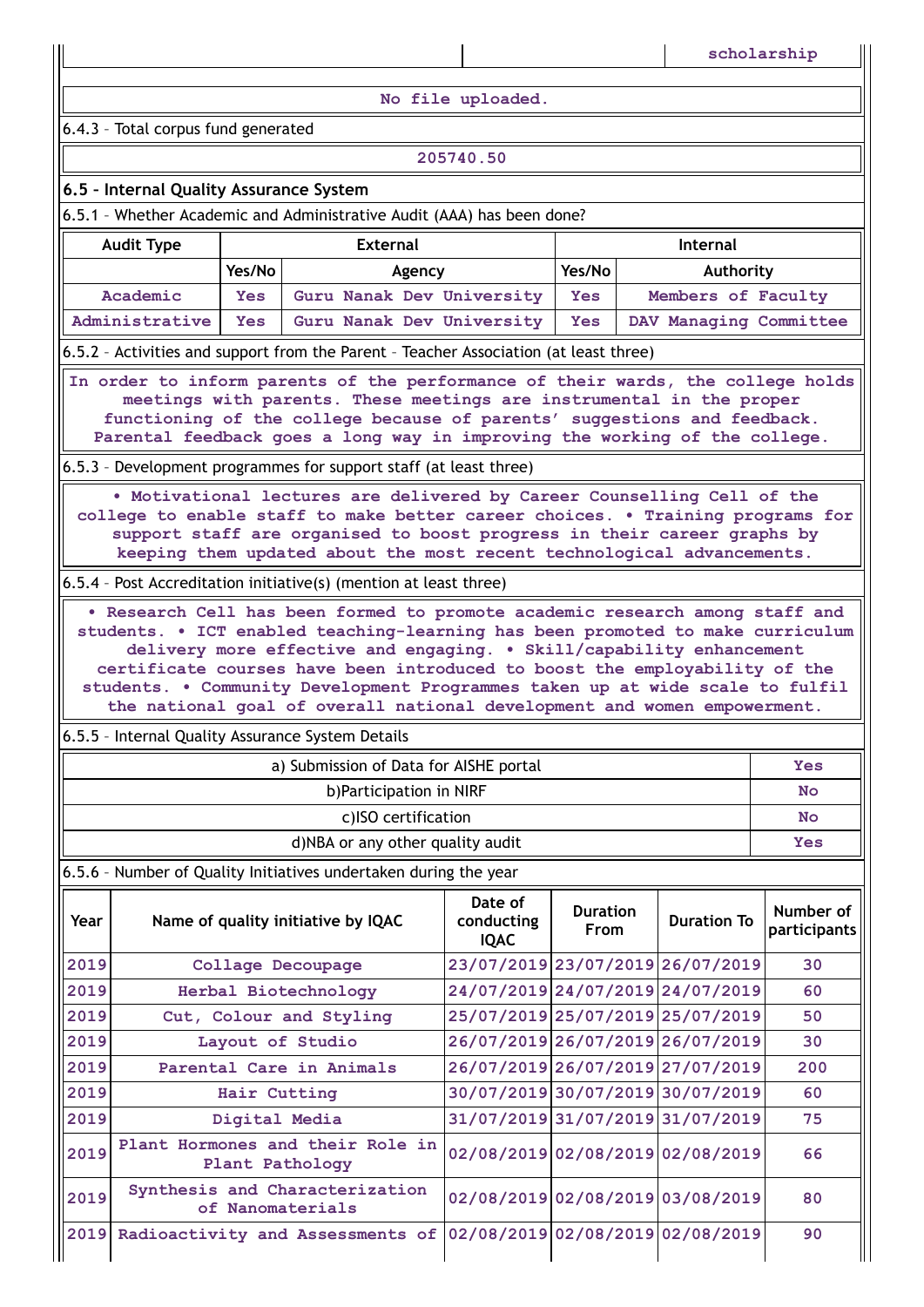| | | scholarship |
|---|---|---|

No file uploaded.

6.4.3 – Total corpus fund generated

205740.50

### 6.5 – Internal Quality Assurance System

6.5.1 – Whether Academic and Administrative Audit (AAA) has been done?

| Audit Type | External | | Internal | |
|---|---|---|---|---|
| | Yes/No | Agency | Yes/No | Authority |
| Academic | Yes | Guru Nanak Dev University | Yes | Members of Faculty |
| Administrative | Yes | Guru Nanak Dev University | Yes | DAV Managing Committee |

6.5.2 – Activities and support from the Parent – Teacher Association (at least three)

In order to inform parents of the performance of their wards, the college holds meetings with parents. These meetings are instrumental in the proper functioning of the college because of parents' suggestions and feedback. Parental feedback goes a long way in improving the working of the college.

6.5.3 – Development programmes for support staff (at least three)

• Motivational lectures are delivered by Career Counselling Cell of the college to enable staff to make better career choices. • Training programs for support staff are organised to boost progress in their career graphs by keeping them updated about the most recent technological advancements.

6.5.4 – Post Accreditation initiative(s) (mention at least three)

• Research Cell has been formed to promote academic research among staff and students. • ICT enabled teaching-learning has been promoted to make curriculum delivery more effective and engaging. • Skill/capability enhancement certificate courses have been introduced to boost the employability of the students. • Community Development Programmes taken up at wide scale to fulfil the national goal of overall national development and women empowerment.

6.5.5 – Internal Quality Assurance System Details

| | |
|---|---|
| a) Submission of Data for AISHE portal | Yes |
| b)Participation in NIRF | No |
| c)ISO certification | No |
| d)NBA or any other quality audit | Yes |

6.5.6 – Number of Quality Initiatives undertaken during the year

| Year | Name of quality initiative by IQAC | Date of conducting IQAC | Duration From | Duration To | Number of participants |
|---|---|---|---|---|---|
| 2019 | Collage Decoupage | 23/07/2019 | 23/07/2019 | 26/07/2019 | 30 |
| 2019 | Herbal Biotechnology | 24/07/2019 | 24/07/2019 | 24/07/2019 | 60 |
| 2019 | Cut, Colour and Styling | 25/07/2019 | 25/07/2019 | 25/07/2019 | 50 |
| 2019 | Layout of Studio | 26/07/2019 | 26/07/2019 | 26/07/2019 | 30 |
| 2019 | Parental Care in Animals | 26/07/2019 | 26/07/2019 | 27/07/2019 | 200 |
| 2019 | Hair Cutting | 30/07/2019 | 30/07/2019 | 30/07/2019 | 60 |
| 2019 | Digital Media | 31/07/2019 | 31/07/2019 | 31/07/2019 | 75 |
| 2019 | Plant Hormones and their Role in Plant Pathology | 02/08/2019 | 02/08/2019 | 02/08/2019 | 66 |
| 2019 | Synthesis and Characterization of Nanomaterials | 02/08/2019 | 02/08/2019 | 03/08/2019 | 80 |
| 2019 | Radioactivity and Assessments of | 02/08/2019 | 02/08/2019 | 02/08/2019 | 90 |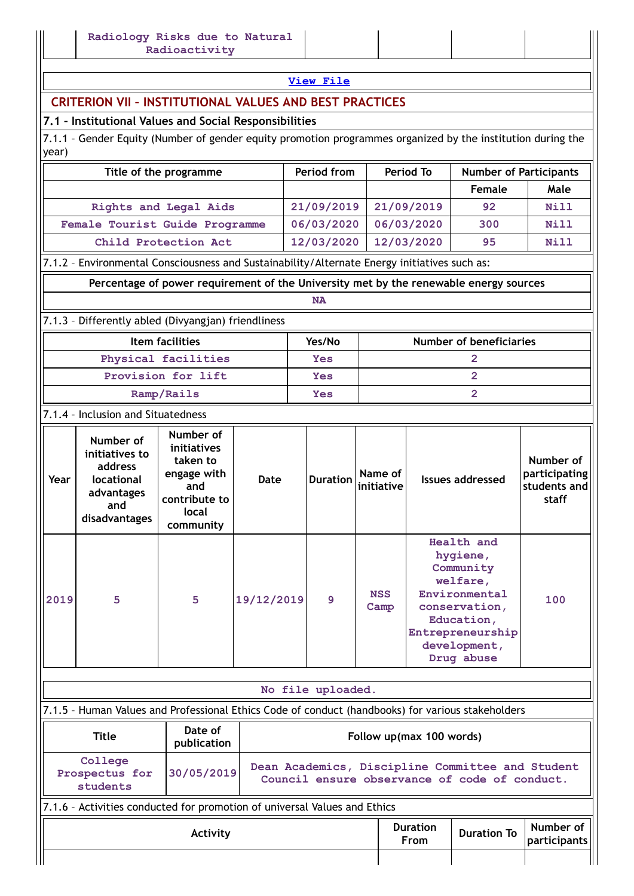| | Radiology Risks due to Natural Radioactivity | | | |
|---|---|---|---|---|

View File

## CRITERION VII – INSTITUTIONAL VALUES AND BEST PRACTICES

### 7.1 – Institutional Values and Social Responsibilities

7.1.1 – Gender Equity (Number of gender equity promotion programmes organized by the institution during the year)

| Title of the programme | Period from | Period To | Number of Participants | |
|---|---|---|---|---|
| | | | Female | Male |
| Rights and Legal Aids | 21/09/2019 | 21/09/2019 | 92 | Nill |
| Female Tourist Guide Programme | 06/03/2020 | 06/03/2020 | 300 | Nill |
| Child Protection Act | 12/03/2020 | 12/03/2020 | 95 | Nill |

7.1.2 – Environmental Consciousness and Sustainability/Alternate Energy initiatives such as:

| Percentage of power requirement of the University met by the renewable energy sources |
|---|
| NA |

7.1.3 – Differently abled (Divyangjan) friendliness

| Item facilities | Yes/No | Number of beneficiaries |
|---|---|---|
| Physical facilities | Yes | 2 |
| Provision for lift | Yes | 2 |
| Ramp/Rails | Yes | 2 |

7.1.4 – Inclusion and Situatedness

| Year | Number of initiatives to address locational advantages and disadvantages | Number of initiatives taken to engage with and contribute to local community | Date | Duration | Name of initiative | Issues addressed | Number of participating students and staff |
|---|---|---|---|---|---|---|---|
| 2019 | 5 | 5 | 19/12/2019 | 9 | NSS Camp | Health and hygiene, Community welfare, Environmental conservation, Education, Entrepreneurship development, Drug abuse | 100 |

No file uploaded.

7.1.5 – Human Values and Professional Ethics Code of conduct (handbooks) for various stakeholders

| Title | Date of publication | Follow up(max 100 words) |
|---|---|---|
| College Prospectus for students | 30/05/2019 | Dean Academics, Discipline Committee and Student Council ensure observance of code of conduct. |

7.1.6 – Activities conducted for promotion of universal Values and Ethics

| Activity | Duration From | Duration To | Number of participants |
|---|---|---|---|
| | | | |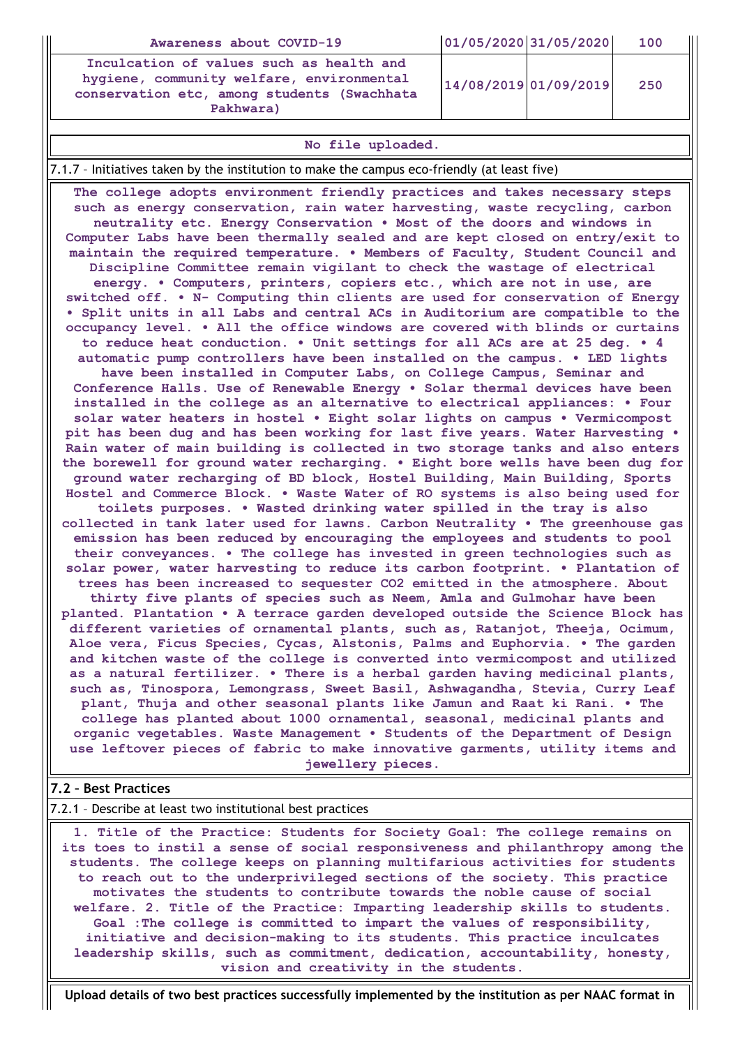| Awareness about COVID-19 | 01/05/2020 | 31/05/2020 | 100 |
|---|---|---|---|
| Inculcation of values such as health and hygiene, community welfare, environmental conservation etc, among students (Swachhata Pakhwara) | 14/08/2019 | 01/09/2019 | 250 |

No file uploaded.

7.1.7 – Initiatives taken by the institution to make the campus eco-friendly (at least five)

The college adopts environment friendly practices and takes necessary steps such as energy conservation, rain water harvesting, waste recycling, carbon neutrality etc. Energy Conservation • Most of the doors and windows in Computer Labs have been thermally sealed and are kept closed on entry/exit to maintain the required temperature. • Members of Faculty, Student Council and Discipline Committee remain vigilant to check the wastage of electrical energy. • Computers, printers, copiers etc., which are not in use, are switched off. • N- Computing thin clients are used for conservation of Energy • Split units in all Labs and central ACs in Auditorium are compatible to the occupancy level. • All the office windows are covered with blinds or curtains to reduce heat conduction. • Unit settings for all ACs are at 25 deg. • 4 automatic pump controllers have been installed on the campus. • LED lights have been installed in Computer Labs, on College Campus, Seminar and Conference Halls. Use of Renewable Energy • Solar thermal devices have been installed in the college as an alternative to electrical appliances: • Four solar water heaters in hostel • Eight solar lights on campus • Vermicompost pit has been dug and has been working for last five years. Water Harvesting • Rain water of main building is collected in two storage tanks and also enters the borewell for ground water recharging. • Eight bore wells have been dug for ground water recharging of BD block, Hostel Building, Main Building, Sports Hostel and Commerce Block. • Waste Water of RO systems is also being used for toilets purposes. • Wasted drinking water spilled in the tray is also collected in tank later used for lawns. Carbon Neutrality • The greenhouse gas emission has been reduced by encouraging the employees and students to pool their conveyances. • The college has invested in green technologies such as solar power, water harvesting to reduce its carbon footprint. • Plantation of trees has been increased to sequester CO2 emitted in the atmosphere. About thirty five plants of species such as Neem, Amla and Gulmohar have been planted. Plantation • A terrace garden developed outside the Science Block has different varieties of ornamental plants, such as, Ratanjot, Theeja, Ocimum, Aloe vera, Ficus Species, Cycas, Alstonis, Palms and Euphorvia. • The garden and kitchen waste of the college is converted into vermicompost and utilized as a natural fertilizer. • There is a herbal garden having medicinal plants, such as, Tinospora, Lemongrass, Sweet Basil, Ashwagandha, Stevia, Curry Leaf plant, Thuja and other seasonal plants like Jamun and Raat ki Rani. • The college has planted about 1000 ornamental, seasonal, medicinal plants and organic vegetables. Waste Management • Students of the Department of Design use leftover pieces of fabric to make innovative garments, utility items and jewellery pieces.

## 7.2 – Best Practices

7.2.1 – Describe at least two institutional best practices

1. Title of the Practice: Students for Society Goal: The college remains on its toes to instil a sense of social responsiveness and philanthropy among the students. The college keeps on planning multifarious activities for students to reach out to the underprivileged sections of the society. This practice motivates the students to contribute towards the noble cause of social welfare. 2. Title of the Practice: Imparting leadership skills to students. Goal :The college is committed to impart the values of responsibility, initiative and decision-making to its students. This practice inculcates leadership skills, such as commitment, dedication, accountability, honesty, vision and creativity in the students.

**Upload details of two best practices successfully implemented by the institution as per NAAC format in**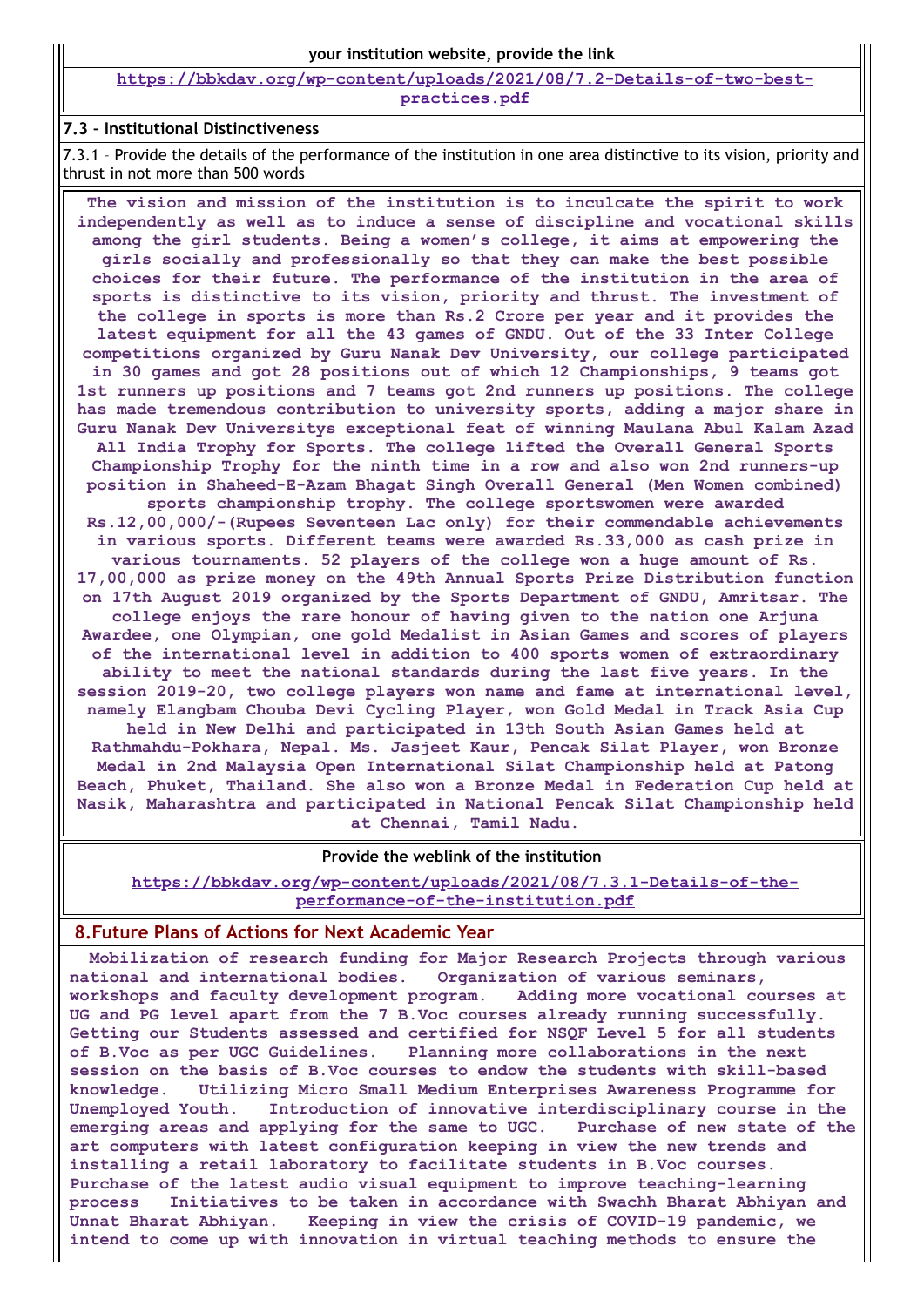your institution website, provide the link

https://bbkdav.org/wp-content/uploads/2021/08/7.2-Details-of-two-best-practices.pdf

### 7.3 – Institutional Distinctiveness

7.3.1 – Provide the details of the performance of the institution in one area distinctive to its vision, priority and thrust in not more than 500 words

**The vision and mission of the institution is to inculcate the spirit to work independently as well as to induce a sense of discipline and vocational skills among the girl students. Being a women's college, it aims at empowering the girls socially and professionally so that they can make the best possible choices for their future. The performance of the institution in the area of sports is distinctive to its vision, priority and thrust. The investment of the college in sports is more than Rs.2 Crore per year and it provides the latest equipment for all the 43 games of GNDU. Out of the 33 Inter College competitions organized by Guru Nanak Dev University, our college participated in 30 games and got 28 positions out of which 12 Championships, 9 teams got 1st runners up positions and 7 teams got 2nd runners up positions. The college has made tremendous contribution to university sports, adding a major share in Guru Nanak Dev Universitys exceptional feat of winning Maulana Abul Kalam Azad All India Trophy for Sports. The college lifted the Overall General Sports Championship Trophy for the ninth time in a row and also won 2nd runners-up position in Shaheed-E-Azam Bhagat Singh Overall General (Men Women combined) sports championship trophy. The college sportswomen were awarded Rs.12,00,000/-(Rupees Seventeen Lac only) for their commendable achievements in various sports. Different teams were awarded Rs.33,000 as cash prize in various tournaments. 52 players of the college won a huge amount of Rs. 17,00,000 as prize money on the 49th Annual Sports Prize Distribution function on 17th August 2019 organized by the Sports Department of GNDU, Amritsar. The college enjoys the rare honour of having given to the nation one Arjuna Awardee, one Olympian, one gold Medalist in Asian Games and scores of players of the international level in addition to 400 sports women of extraordinary ability to meet the national standards during the last five years. In the session 2019-20, two college players won name and fame at international level, namely Elangbam Chouba Devi Cycling Player, won Gold Medal in Track Asia Cup held in New Delhi and participated in 13th South Asian Games held at Rathmahdu-Pokhara, Nepal. Ms. Jasjeet Kaur, Pencak Silat Player, won Bronze Medal in 2nd Malaysia Open International Silat Championship held at Patong Beach, Phuket, Thailand. She also won a Bronze Medal in Federation Cup held at Nasik, Maharashtra and participated in National Pencak Silat Championship held at Chennai, Tamil Nadu.**

Provide the weblink of the institution

https://bbkdav.org/wp-content/uploads/2021/08/7.3.1-Details-of-the-performance-of-the-institution.pdf

## 8.Future Plans of Actions for Next Academic Year

**Mobilization of research funding for Major Research Projects through various national and international bodies. Organization of various seminars, workshops and faculty development program. Adding more vocational courses at UG and PG level apart from the 7 B.Voc courses already running successfully. Getting our Students assessed and certified for NSQF Level 5 for all students of B.Voc as per UGC Guidelines. Planning more collaborations in the next session on the basis of B.Voc courses to endow the students with skill-based knowledge. Utilizing Micro Small Medium Enterprises Awareness Programme for Unemployed Youth. Introduction of innovative interdisciplinary course in the emerging areas and applying for the same to UGC. Purchase of new state of the art computers with latest configuration keeping in view the new trends and installing a retail laboratory to facilitate students in B.Voc courses. Purchase of the latest audio visual equipment to improve teaching-learning process Initiatives to be taken in accordance with Swachh Bharat Abhiyan and Unnat Bharat Abhiyan. Keeping in view the crisis of COVID-19 pandemic, we intend to come up with innovation in virtual teaching methods to ensure the**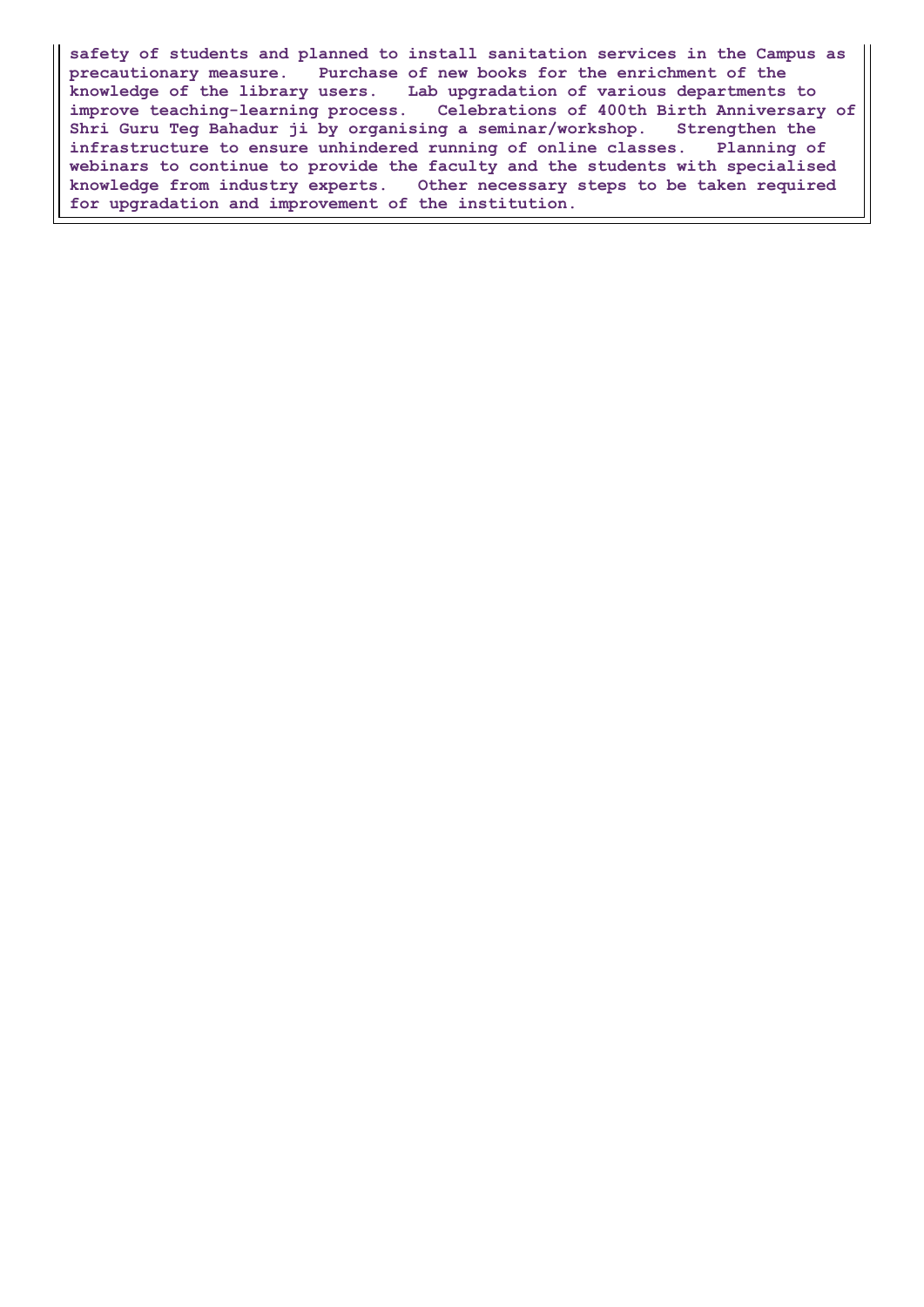**safety of students and planned to install sanitation services in the Campus as precautionary measure. Purchase of new books for the enrichment of the knowledge of the library users. Lab upgradation of various departments to improve teaching-learning process. Celebrations of 400th Birth Anniversary of Shri Guru Teg Bahadur ji by organising a seminar/workshop. Strengthen the infrastructure to ensure unhindered running of online classes. Planning of webinars to continue to provide the faculty and the students with specialised knowledge from industry experts. Other necessary steps to be taken required for upgradation and improvement of the institution.**